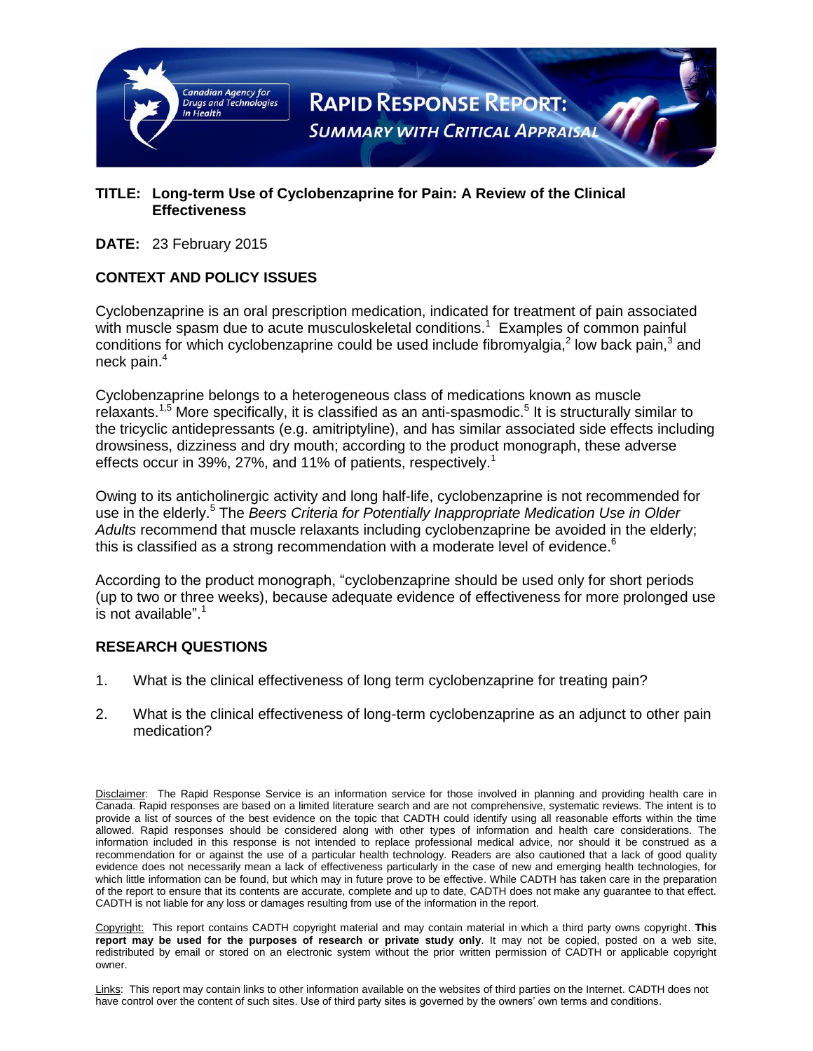Canadian Agency for Drugs and Technologies in Health

# RAPID RESPONSE REPORT: SUMMARY WITH CRITICAL APPRAISAL

**TITLE: Long-term Use of Cyclobenzaprine for Pain: A Review of the Clinical Effectiveness**

**DATE:** 23 February 2015

## CONTEXT AND POLICY ISSUES

Cyclobenzaprine is an oral prescription medication, indicated for treatment of pain associated with muscle spasm due to acute musculoskeletal conditions.[1] Examples of common painful conditions for which cyclobenzaprine could be used include fibromyalgia,[2] low back pain,[3] and neck pain.[4]

Cyclobenzaprine belongs to a heterogeneous class of medications known as muscle relaxants.[1,5] More specifically, it is classified as an anti-spasmodic.[5] It is structurally similar to the tricyclic antidepressants (e.g. amitriptyline), and has similar associated side effects including drowsiness, dizziness and dry mouth; according to the product monograph, these adverse effects occur in 39%, 27%, and 11% of patients, respectively.[1]

Owing to its anticholinergic activity and long half-life, cyclobenzaprine is not recommended for use in the elderly.[5] The *Beers Criteria for Potentially Inappropriate Medication Use in Older Adults* recommend that muscle relaxants including cyclobenzaprine be avoided in the elderly; this is classified as a strong recommendation with a moderate level of evidence.[6]

According to the product monograph, "cyclobenzaprine should be used only for short periods (up to two or three weeks), because adequate evidence of effectiveness for more prolonged use is not available".[1]

## RESEARCH QUESTIONS

1. What is the clinical effectiveness of long term cyclobenzaprine for treating pain?
2. What is the clinical effectiveness of long-term cyclobenzaprine as an adjunct to other pain medication?

Disclaimer: The Rapid Response Service is an information service for those involved in planning and providing health care in Canada. Rapid responses are based on a limited literature search and are not comprehensive, systematic reviews. The intent is to provide a list of sources of the best evidence on the topic that CADTH could identify using all reasonable efforts within the time allowed. Rapid responses should be considered along with other types of information and health care considerations. The information included in this response is not intended to replace professional medical advice, nor should it be construed as a recommendation for or against the use of a particular health technology. Readers are also cautioned that a lack of good quality evidence does not necessarily mean a lack of effectiveness particularly in the case of new and emerging health technologies, for which little information can be found, but which may in future prove to be effective. While CADTH has taken care in the preparation of the report to ensure that its contents are accurate, complete and up to date, CADTH does not make any guarantee to that effect. CADTH is not liable for any loss or damages resulting from use of the information in the report.

Copyright: This report contains CADTH copyright material and may contain material in which a third party owns copyright. **This report may be used for the purposes of research or private study only**. It may not be copied, posted on a web site, redistributed by email or stored on an electronic system without the prior written permission of CADTH or applicable copyright owner.

Links: This report may contain links to other information available on the websites of third parties on the Internet. CADTH does not have control over the content of such sites. Use of third party sites is governed by the owners' own terms and conditions.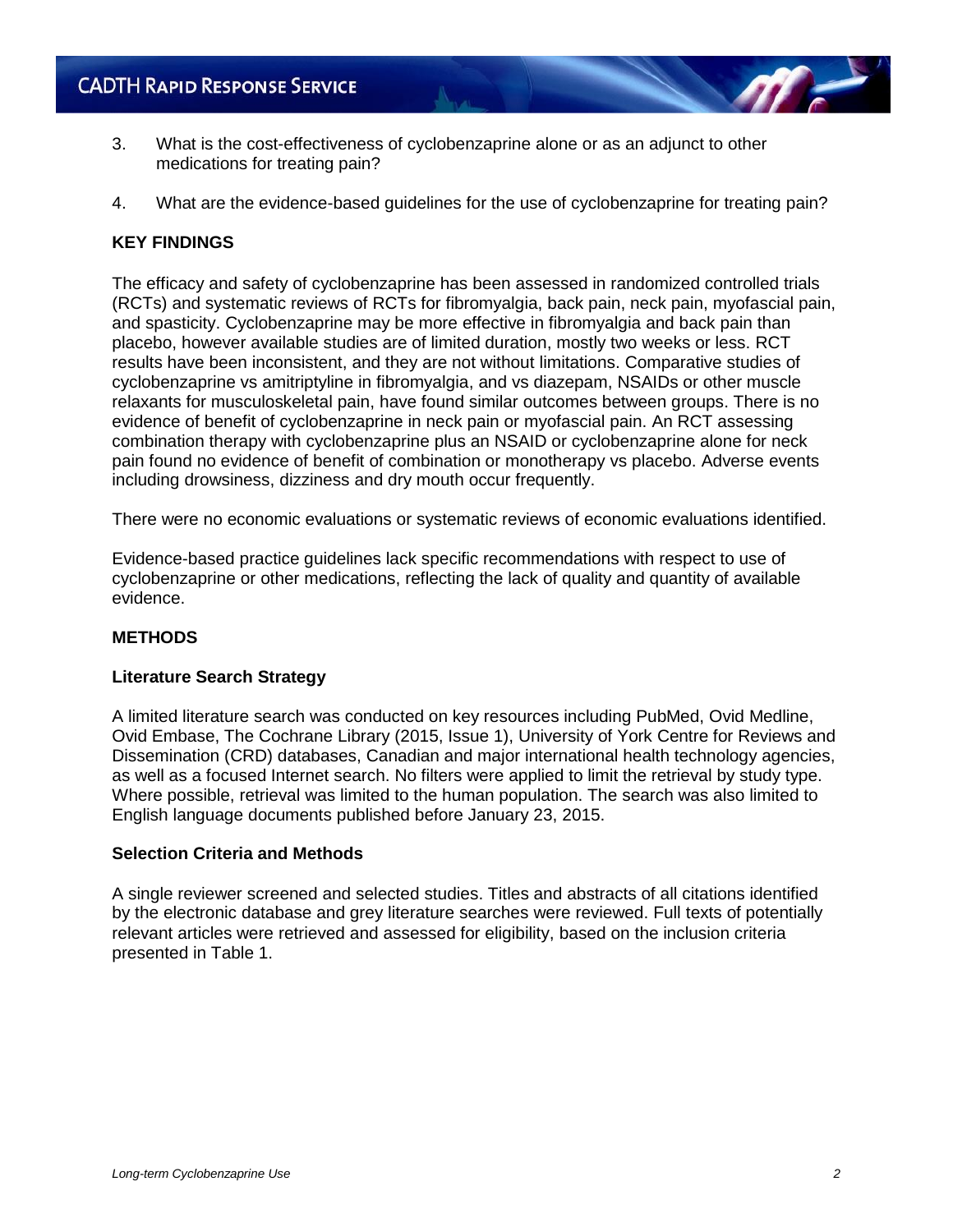3. What is the cost-effectiveness of cyclobenzaprine alone or as an adjunct to other medications for treating pain?

4. What are the evidence-based guidelines for the use of cyclobenzaprine for treating pain?

## KEY FINDINGS

The efficacy and safety of cyclobenzaprine has been assessed in randomized controlled trials (RCTs) and systematic reviews of RCTs for fibromyalgia, back pain, neck pain, myofascial pain, and spasticity. Cyclobenzaprine may be more effective in fibromyalgia and back pain than placebo, however available studies are of limited duration, mostly two weeks or less. RCT results have been inconsistent, and they are not without limitations. Comparative studies of cyclobenzaprine vs amitriptyline in fibromyalgia, and vs diazepam, NSAIDs or other muscle relaxants for musculoskeletal pain, have found similar outcomes between groups. There is no evidence of benefit of cyclobenzaprine in neck pain or myofascial pain. An RCT assessing combination therapy with cyclobenzaprine plus an NSAID or cyclobenzaprine alone for neck pain found no evidence of benefit of combination or monotherapy vs placebo. Adverse events including drowsiness, dizziness and dry mouth occur frequently.

There were no economic evaluations or systematic reviews of economic evaluations identified.

Evidence-based practice guidelines lack specific recommendations with respect to use of cyclobenzaprine or other medications, reflecting the lack of quality and quantity of available evidence.

## METHODS

### Literature Search Strategy

A limited literature search was conducted on key resources including PubMed, Ovid Medline, Ovid Embase, The Cochrane Library (2015, Issue 1), University of York Centre for Reviews and Dissemination (CRD) databases, Canadian and major international health technology agencies, as well as a focused Internet search. No filters were applied to limit the retrieval by study type. Where possible, retrieval was limited to the human population. The search was also limited to English language documents published before January 23, 2015.

### Selection Criteria and Methods

A single reviewer screened and selected studies. Titles and abstracts of all citations identified by the electronic database and grey literature searches were reviewed. Full texts of potentially relevant articles were retrieved and assessed for eligibility, based on the inclusion criteria presented in Table 1.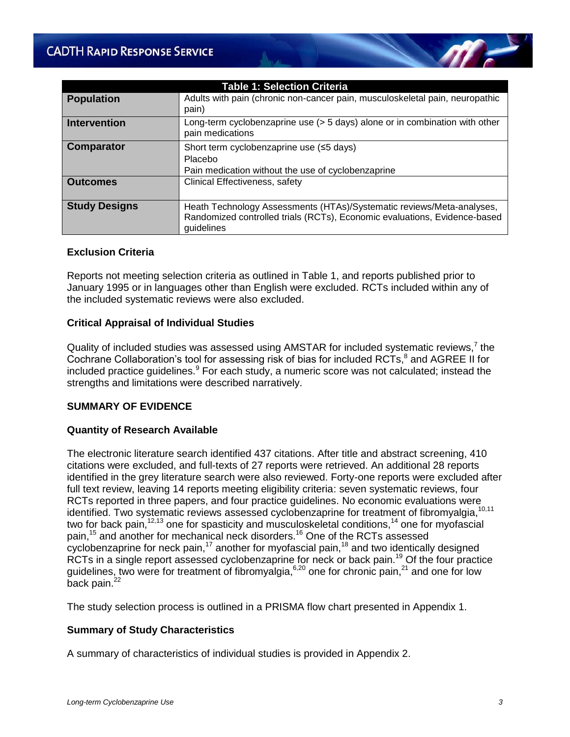| Table 1: Selection Criteria | |
|---|---|
| **Population** | Adults with pain (chronic non-cancer pain, musculoskeletal pain, neuropathic pain) |
| **Intervention** | Long-term cyclobenzaprine use (> 5 days) alone or in combination with other pain medications |
| **Comparator** | Short term cyclobenzaprine use (≤5 days)<br>Placebo<br>Pain medication without the use of cyclobenzaprine |
| **Outcomes** | Clinical Effectiveness, safety |
| **Study Designs** | Heath Technology Assessments (HTAs)/Systematic reviews/Meta-analyses, Randomized controlled trials (RCTs), Economic evaluations, Evidence-based guidelines |

### Exclusion Criteria

Reports not meeting selection criteria as outlined in Table 1, and reports published prior to January 1995 or in languages other than English were excluded. RCTs included within any of the included systematic reviews were also excluded.

### Critical Appraisal of Individual Studies

Quality of included studies was assessed using AMSTAR for included systematic reviews,[7] the Cochrane Collaboration's tool for assessing risk of bias for included RCTs,[8] and AGREE II for included practice guidelines.[9] For each study, a numeric score was not calculated; instead the strengths and limitations were described narratively.

## SUMMARY OF EVIDENCE

### Quantity of Research Available

The electronic literature search identified 437 citations. After title and abstract screening, 410 citations were excluded, and full-texts of 27 reports were retrieved. An additional 28 reports identified in the grey literature search were also reviewed. Forty-one reports were excluded after full text review, leaving 14 reports meeting eligibility criteria: seven systematic reviews, four RCTs reported in three papers, and four practice guidelines. No economic evaluations were identified. Two systematic reviews assessed cyclobenzaprine for treatment of fibromyalgia,[10,11] two for back pain,[12,13] one for spasticity and musculoskeletal conditions,[14] one for myofascial pain,[15] and another for mechanical neck disorders.[16] One of the RCTs assessed cyclobenzaprine for neck pain,[17] another for myofascial pain,[18] and two identically designed RCTs in a single report assessed cyclobenzaprine for neck or back pain.[19] Of the four practice guidelines, two were for treatment of fibromyalgia,[6,20] one for chronic pain,[21] and one for low back pain.[22]

The study selection process is outlined in a PRISMA flow chart presented in Appendix 1.

### Summary of Study Characteristics

A summary of characteristics of individual studies is provided in Appendix 2.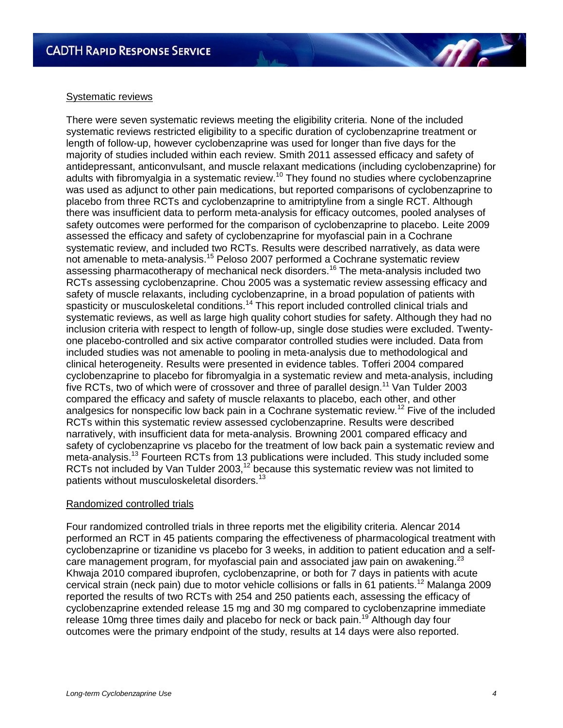Systematic reviews

There were seven systematic reviews meeting the eligibility criteria. None of the included systematic reviews restricted eligibility to a specific duration of cyclobenzaprine treatment or length of follow-up, however cyclobenzaprine was used for longer than five days for the majority of studies included within each review. Smith 2011 assessed efficacy and safety of antidepressant, anticonvulsant, and muscle relaxant medications (including cyclobenzaprine) for adults with fibromyalgia in a systematic review.[10] They found no studies where cyclobenzaprine was used as adjunct to other pain medications, but reported comparisons of cyclobenzaprine to placebo from three RCTs and cyclobenzaprine to amitriptyline from a single RCT. Although there was insufficient data to perform meta-analysis for efficacy outcomes, pooled analyses of safety outcomes were performed for the comparison of cyclobenzaprine to placebo. Leite 2009 assessed the efficacy and safety of cyclobenzaprine for myofascial pain in a Cochrane systematic review, and included two RCTs. Results were described narratively, as data were not amenable to meta-analysis.[15] Peloso 2007 performed a Cochrane systematic review assessing pharmacotherapy of mechanical neck disorders.[16] The meta-analysis included two RCTs assessing cyclobenzaprine. Chou 2005 was a systematic review assessing efficacy and safety of muscle relaxants, including cyclobenzaprine, in a broad population of patients with spasticity or musculoskeletal conditions.[14] This report included controlled clinical trials and systematic reviews, as well as large high quality cohort studies for safety. Although they had no inclusion criteria with respect to length of follow-up, single dose studies were excluded. Twenty-one placebo-controlled and six active comparator controlled studies were included. Data from included studies was not amenable to pooling in meta-analysis due to methodological and clinical heterogeneity. Results were presented in evidence tables. Tofferi 2004 compared cyclobenzaprine to placebo for fibromyalgia in a systematic review and meta-analysis, including five RCTs, two of which were of crossover and three of parallel design.[11] Van Tulder 2003 compared the efficacy and safety of muscle relaxants to placebo, each other, and other analgesics for nonspecific low back pain in a Cochrane systematic review.[12] Five of the included RCTs within this systematic review assessed cyclobenzaprine. Results were described narratively, with insufficient data for meta-analysis. Browning 2001 compared efficacy and safety of cyclobenzaprine vs placebo for the treatment of low back pain a systematic review and meta-analysis.[13] Fourteen RCTs from 13 publications were included. This study included some RCTs not included by Van Tulder 2003,[12] because this systematic review was not limited to patients without musculoskeletal disorders.[13]

Randomized controlled trials

Four randomized controlled trials in three reports met the eligibility criteria. Alencar 2014 performed an RCT in 45 patients comparing the effectiveness of pharmacological treatment with cyclobenzaprine or tizanidine vs placebo for 3 weeks, in addition to patient education and a self-care management program, for myofascial pain and associated jaw pain on awakening.[23] Khwaja 2010 compared ibuprofen, cyclobenzaprine, or both for 7 days in patients with acute cervical strain (neck pain) due to motor vehicle collisions or falls in 61 patients.[12] Malanga 2009 reported the results of two RCTs with 254 and 250 patients each, assessing the efficacy of cyclobenzaprine extended release 15 mg and 30 mg compared to cyclobenzaprine immediate release 10mg three times daily and placebo for neck or back pain.[19] Although day four outcomes were the primary endpoint of the study, results at 14 days were also reported.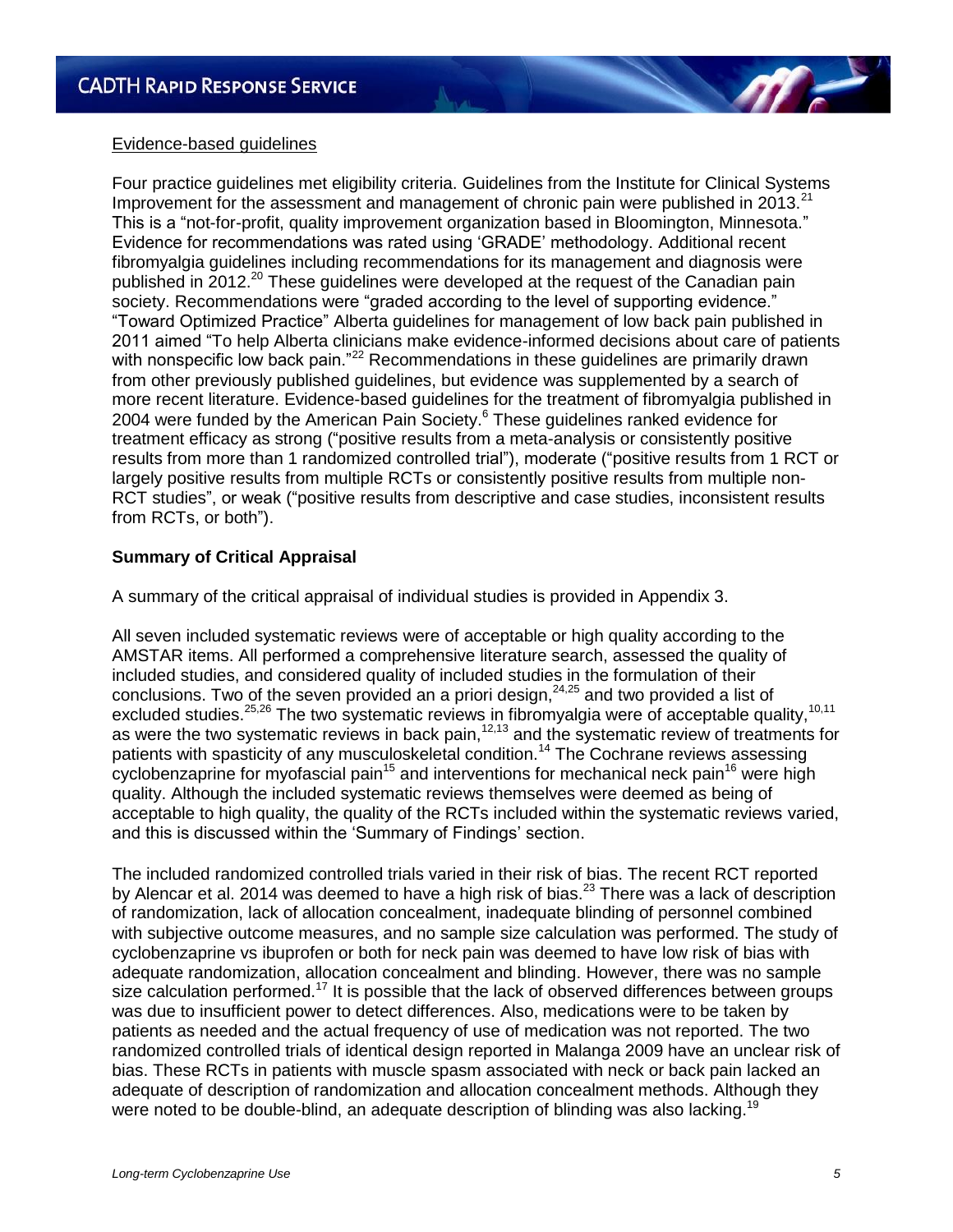Evidence-based guidelines

Four practice guidelines met eligibility criteria. Guidelines from the Institute for Clinical Systems Improvement for the assessment and management of chronic pain were published in 2013.[21] This is a "not-for-profit, quality improvement organization based in Bloomington, Minnesota." Evidence for recommendations was rated using 'GRADE' methodology. Additional recent fibromyalgia guidelines including recommendations for its management and diagnosis were published in 2012.[20] These guidelines were developed at the request of the Canadian pain society. Recommendations were "graded according to the level of supporting evidence." "Toward Optimized Practice" Alberta guidelines for management of low back pain published in 2011 aimed "To help Alberta clinicians make evidence-informed decisions about care of patients with nonspecific low back pain."[22] Recommendations in these guidelines are primarily drawn from other previously published guidelines, but evidence was supplemented by a search of more recent literature. Evidence-based guidelines for the treatment of fibromyalgia published in 2004 were funded by the American Pain Society.[6] These guidelines ranked evidence for treatment efficacy as strong ("positive results from a meta-analysis or consistently positive results from more than 1 randomized controlled trial"), moderate ("positive results from 1 RCT or largely positive results from multiple RCTs or consistently positive results from multiple non-RCT studies", or weak ("positive results from descriptive and case studies, inconsistent results from RCTs, or both").

**Summary of Critical Appraisal**

A summary of the critical appraisal of individual studies is provided in Appendix 3.

All seven included systematic reviews were of acceptable or high quality according to the AMSTAR items. All performed a comprehensive literature search, assessed the quality of included studies, and considered quality of included studies in the formulation of their conclusions. Two of the seven provided an a priori design,[24,25] and two provided a list of excluded studies.[25,26] The two systematic reviews in fibromyalgia were of acceptable quality,[10,11] as were the two systematic reviews in back pain,[12,13] and the systematic review of treatments for patients with spasticity of any musculoskeletal condition.[14] The Cochrane reviews assessing cyclobenzaprine for myofascial pain[15] and interventions for mechanical neck pain[16] were high quality. Although the included systematic reviews themselves were deemed as being of acceptable to high quality, the quality of the RCTs included within the systematic reviews varied, and this is discussed within the 'Summary of Findings' section.

The included randomized controlled trials varied in their risk of bias. The recent RCT reported by Alencar et al. 2014 was deemed to have a high risk of bias.[23] There was a lack of description of randomization, lack of allocation concealment, inadequate blinding of personnel combined with subjective outcome measures, and no sample size calculation was performed. The study of cyclobenzaprine vs ibuprofen or both for neck pain was deemed to have low risk of bias with adequate randomization, allocation concealment and blinding. However, there was no sample size calculation performed.[17] It is possible that the lack of observed differences between groups was due to insufficient power to detect differences. Also, medications were to be taken by patients as needed and the actual frequency of use of medication was not reported. The two randomized controlled trials of identical design reported in Malanga 2009 have an unclear risk of bias. These RCTs in patients with muscle spasm associated with neck or back pain lacked an adequate of description of randomization and allocation concealment methods. Although they were noted to be double-blind, an adequate description of blinding was also lacking.[19]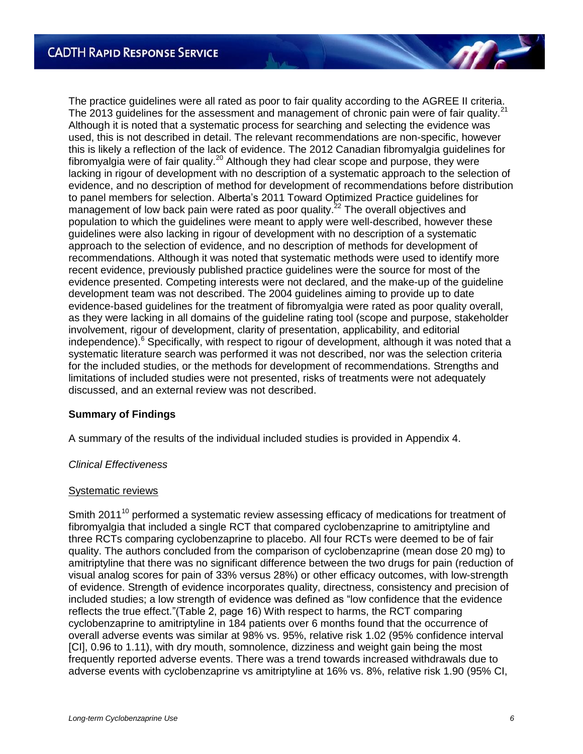The practice guidelines were all rated as poor to fair quality according to the AGREE II criteria. The 2013 guidelines for the assessment and management of chronic pain were of fair quality.[21] Although it is noted that a systematic process for searching and selecting the evidence was used, this is not described in detail. The relevant recommendations are non-specific, however this is likely a reflection of the lack of evidence. The 2012 Canadian fibromyalgia guidelines for fibromyalgia were of fair quality.[20] Although they had clear scope and purpose, they were lacking in rigour of development with no description of a systematic approach to the selection of evidence, and no description of method for development of recommendations before distribution to panel members for selection. Alberta's 2011 Toward Optimized Practice guidelines for management of low back pain were rated as poor quality.[22] The overall objectives and population to which the guidelines were meant to apply were well-described, however these guidelines were also lacking in rigour of development with no description of a systematic approach to the selection of evidence, and no description of methods for development of recommendations. Although it was noted that systematic methods were used to identify more recent evidence, previously published practice guidelines were the source for most of the evidence presented. Competing interests were not declared, and the make-up of the guideline development team was not described. The 2004 guidelines aiming to provide up to date evidence-based guidelines for the treatment of fibromyalgia were rated as poor quality overall, as they were lacking in all domains of the guideline rating tool (scope and purpose, stakeholder involvement, rigour of development, clarity of presentation, applicability, and editorial independence).[6] Specifically, with respect to rigour of development, although it was noted that a systematic literature search was performed it was not described, nor was the selection criteria for the included studies, or the methods for development of recommendations. Strengths and limitations of included studies were not presented, risks of treatments were not adequately discussed, and an external review was not described.

**Summary of Findings**

A summary of the results of the individual included studies is provided in Appendix 4.

*Clinical Effectiveness*

Systematic reviews

Smith 2011[10] performed a systematic review assessing efficacy of medications for treatment of fibromyalgia that included a single RCT that compared cyclobenzaprine to amitriptyline and three RCTs comparing cyclobenzaprine to placebo. All four RCTs were deemed to be of fair quality. The authors concluded from the comparison of cyclobenzaprine (mean dose 20 mg) to amitriptyline that there was no significant difference between the two drugs for pain (reduction of visual analog scores for pain of 33% versus 28%) or other efficacy outcomes, with low-strength of evidence. Strength of evidence incorporates quality, directness, consistency and precision of included studies; a low strength of evidence was defined as "low confidence that the evidence reflects the true effect."(Table 2, page 16) With respect to harms, the RCT comparing cyclobenzaprine to amitriptyline in 184 patients over 6 months found that the occurrence of overall adverse events was similar at 98% vs. 95%, relative risk 1.02 (95% confidence interval [CI], 0.96 to 1.11), with dry mouth, somnolence, dizziness and weight gain being the most frequently reported adverse events. There was a trend towards increased withdrawals due to adverse events with cyclobenzaprine vs amitriptyline at 16% vs. 8%, relative risk 1.90 (95% CI,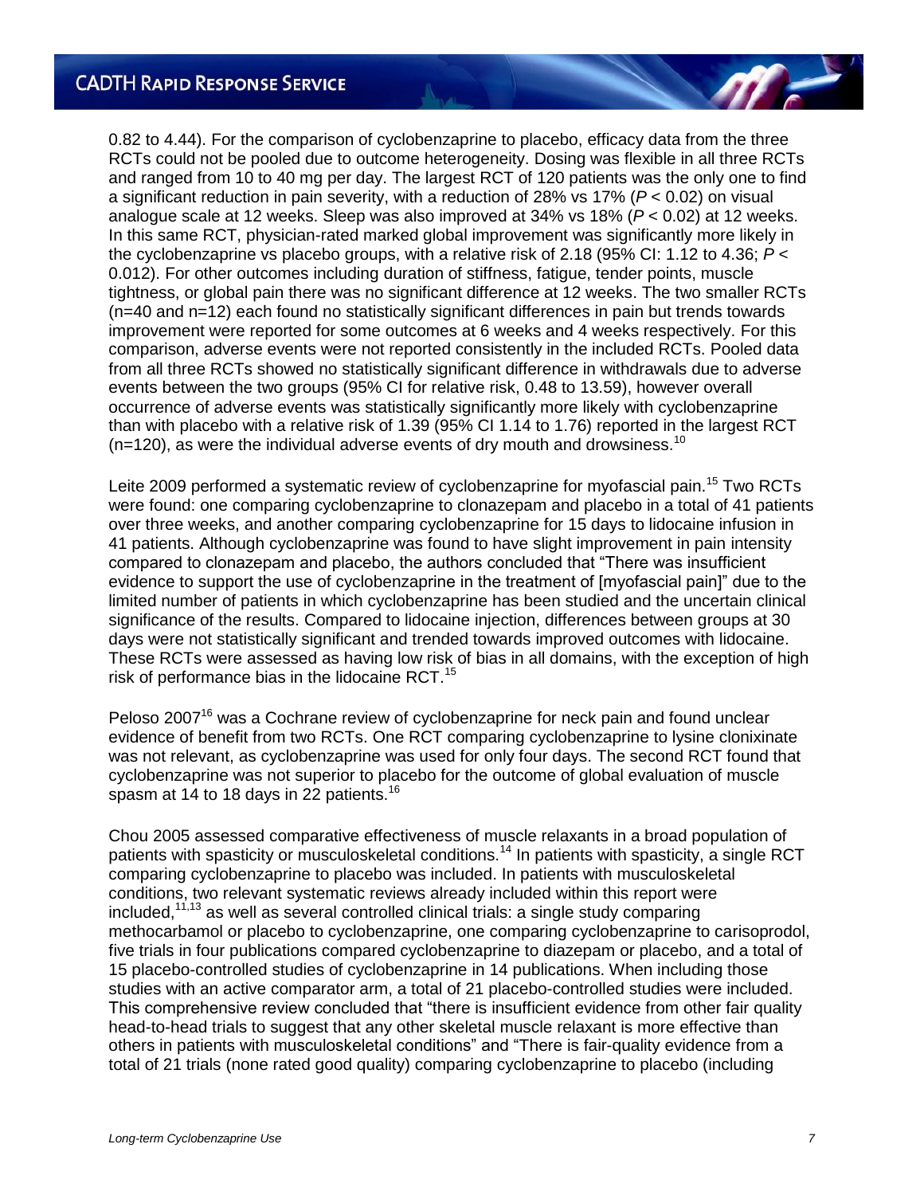0.82 to 4.44). For the comparison of cyclobenzaprine to placebo, efficacy data from the three RCTs could not be pooled due to outcome heterogeneity. Dosing was flexible in all three RCTs and ranged from 10 to 40 mg per day. The largest RCT of 120 patients was the only one to find a significant reduction in pain severity, with a reduction of 28% vs 17% ($P < 0.02$) on visual analogue scale at 12 weeks. Sleep was also improved at 34% vs 18% ($P < 0.02$) at 12 weeks. In this same RCT, physician-rated marked global improvement was significantly more likely in the cyclobenzaprine vs placebo groups, with a relative risk of 2.18 (95% CI: 1.12 to 4.36; $P < 0.012$). For other outcomes including duration of stiffness, fatigue, tender points, muscle tightness, or global pain there was no significant difference at 12 weeks. The two smaller RCTs (n=40 and n=12) each found no statistically significant differences in pain but trends towards improvement were reported for some outcomes at 6 weeks and 4 weeks respectively. For this comparison, adverse events were not reported consistently in the included RCTs. Pooled data from all three RCTs showed no statistically significant difference in withdrawals due to adverse events between the two groups (95% CI for relative risk, 0.48 to 13.59), however overall occurrence of adverse events was statistically significantly more likely with cyclobenzaprine than with placebo with a relative risk of 1.39 (95% CI 1.14 to 1.76) reported in the largest RCT (n=120), as were the individual adverse events of dry mouth and drowsiness.[10]

Leite 2009 performed a systematic review of cyclobenzaprine for myofascial pain.[15] Two RCTs were found: one comparing cyclobenzaprine to clonazepam and placebo in a total of 41 patients over three weeks, and another comparing cyclobenzaprine for 15 days to lidocaine infusion in 41 patients. Although cyclobenzaprine was found to have slight improvement in pain intensity compared to clonazepam and placebo, the authors concluded that "There was insufficient evidence to support the use of cyclobenzaprine in the treatment of [myofascial pain]" due to the limited number of patients in which cyclobenzaprine has been studied and the uncertain clinical significance of the results. Compared to lidocaine injection, differences between groups at 30 days were not statistically significant and trended towards improved outcomes with lidocaine. These RCTs were assessed as having low risk of bias in all domains, with the exception of high risk of performance bias in the lidocaine RCT.[15]

Peloso 2007[16] was a Cochrane review of cyclobenzaprine for neck pain and found unclear evidence of benefit from two RCTs. One RCT comparing cyclobenzaprine to lysine clonixinate was not relevant, as cyclobenzaprine was used for only four days. The second RCT found that cyclobenzaprine was not superior to placebo for the outcome of global evaluation of muscle spasm at 14 to 18 days in 22 patients.[16]

Chou 2005 assessed comparative effectiveness of muscle relaxants in a broad population of patients with spasticity or musculoskeletal conditions.[14] In patients with spasticity, a single RCT comparing cyclobenzaprine to placebo was included. In patients with musculoskeletal conditions, two relevant systematic reviews already included within this report were included,[11,13] as well as several controlled clinical trials: a single study comparing methocarbamol or placebo to cyclobenzaprine, one comparing cyclobenzaprine to carisoprodol, five trials in four publications compared cyclobenzaprine to diazepam or placebo, and a total of 15 placebo-controlled studies of cyclobenzaprine in 14 publications. When including those studies with an active comparator arm, a total of 21 placebo-controlled studies were included. This comprehensive review concluded that "there is insufficient evidence from other fair quality head-to-head trials to suggest that any other skeletal muscle relaxant is more effective than others in patients with musculoskeletal conditions" and "There is fair-quality evidence from a total of 21 trials (none rated good quality) comparing cyclobenzaprine to placebo (including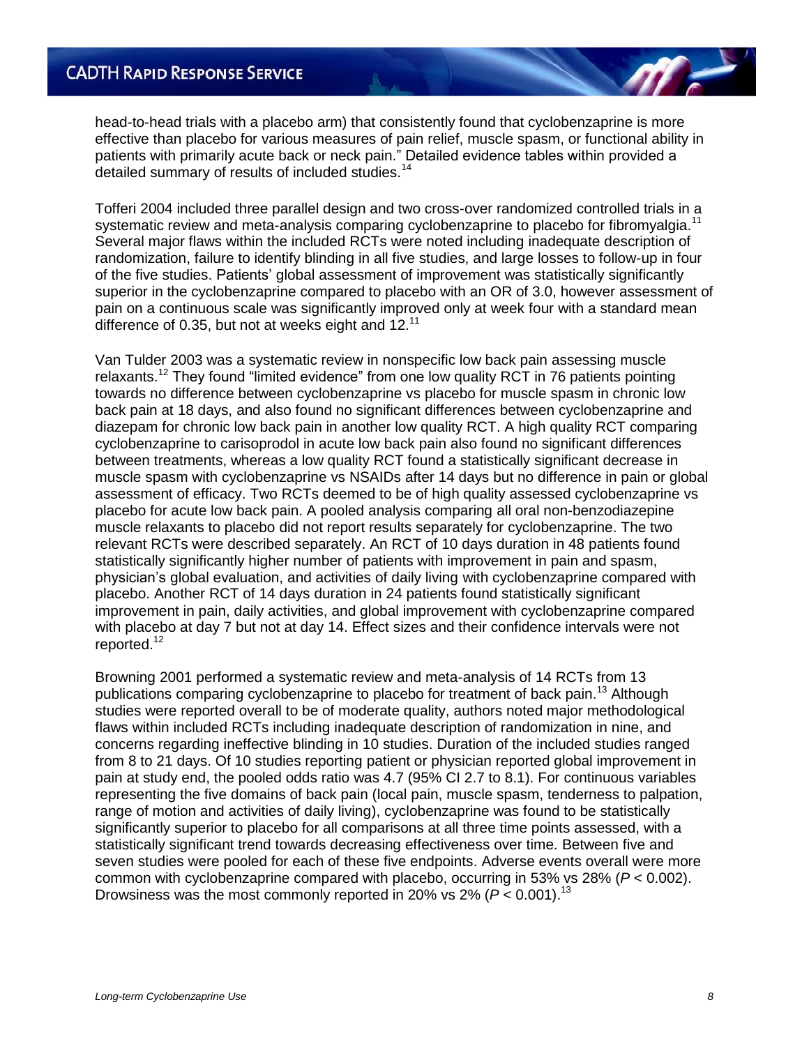head-to-head trials with a placebo arm) that consistently found that cyclobenzaprine is more effective than placebo for various measures of pain relief, muscle spasm, or functional ability in patients with primarily acute back or neck pain." Detailed evidence tables within provided a detailed summary of results of included studies.[14]

Tofferi 2004 included three parallel design and two cross-over randomized controlled trials in a systematic review and meta-analysis comparing cyclobenzaprine to placebo for fibromyalgia.[11] Several major flaws within the included RCTs were noted including inadequate description of randomization, failure to identify blinding in all five studies, and large losses to follow-up in four of the five studies. Patients' global assessment of improvement was statistically significantly superior in the cyclobenzaprine compared to placebo with an OR of 3.0, however assessment of pain on a continuous scale was significantly improved only at week four with a standard mean difference of 0.35, but not at weeks eight and 12.[11]

Van Tulder 2003 was a systematic review in nonspecific low back pain assessing muscle relaxants.[12] They found "limited evidence" from one low quality RCT in 76 patients pointing towards no difference between cyclobenzaprine vs placebo for muscle spasm in chronic low back pain at 18 days, and also found no significant differences between cyclobenzaprine and diazepam for chronic low back pain in another low quality RCT. A high quality RCT comparing cyclobenzaprine to carisoprodol in acute low back pain also found no significant differences between treatments, whereas a low quality RCT found a statistically significant decrease in muscle spasm with cyclobenzaprine vs NSAIDs after 14 days but no difference in pain or global assessment of efficacy. Two RCTs deemed to be of high quality assessed cyclobenzaprine vs placebo for acute low back pain. A pooled analysis comparing all oral non-benzodiazepine muscle relaxants to placebo did not report results separately for cyclobenzaprine. The two relevant RCTs were described separately. An RCT of 10 days duration in 48 patients found statistically significantly higher number of patients with improvement in pain and spasm, physician's global evaluation, and activities of daily living with cyclobenzaprine compared with placebo. Another RCT of 14 days duration in 24 patients found statistically significant improvement in pain, daily activities, and global improvement with cyclobenzaprine compared with placebo at day 7 but not at day 14. Effect sizes and their confidence intervals were not reported.[12]

Browning 2001 performed a systematic review and meta-analysis of 14 RCTs from 13 publications comparing cyclobenzaprine to placebo for treatment of back pain.[13] Although studies were reported overall to be of moderate quality, authors noted major methodological flaws within included RCTs including inadequate description of randomization in nine, and concerns regarding ineffective blinding in 10 studies. Duration of the included studies ranged from 8 to 21 days. Of 10 studies reporting patient or physician reported global improvement in pain at study end, the pooled odds ratio was 4.7 (95% CI 2.7 to 8.1). For continuous variables representing the five domains of back pain (local pain, muscle spasm, tenderness to palpation, range of motion and activities of daily living), cyclobenzaprine was found to be statistically significantly superior to placebo for all comparisons at all three time points assessed, with a statistically significant trend towards decreasing effectiveness over time. Between five and seven studies were pooled for each of these five endpoints. Adverse events overall were more common with cyclobenzaprine compared with placebo, occurring in 53% vs 28% ($P < 0.002$). Drowsiness was the most commonly reported in 20% vs 2% ($P < 0.001$).[13]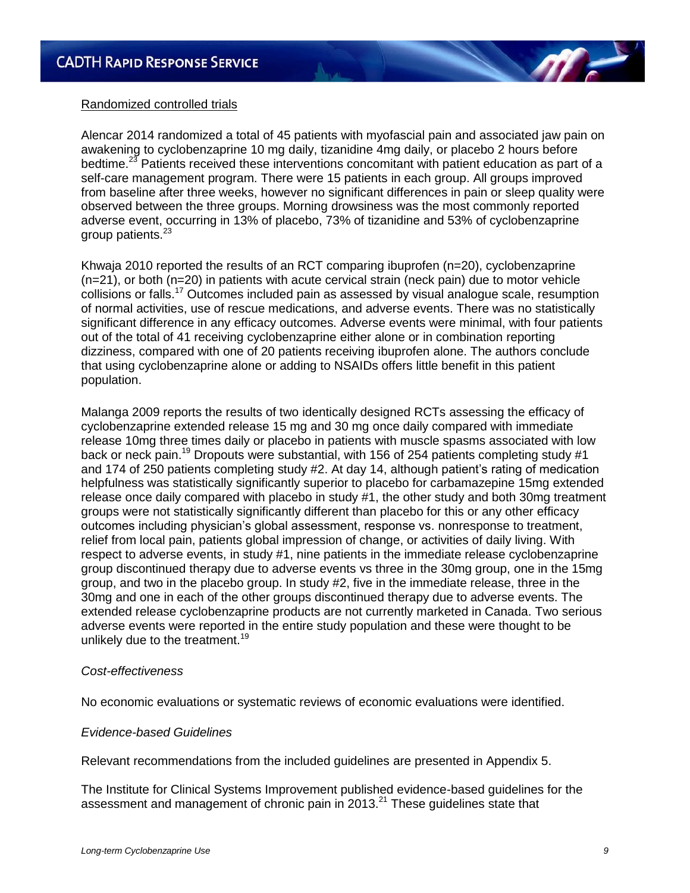Randomized controlled trials

Alencar 2014 randomized a total of 45 patients with myofascial pain and associated jaw pain on awakening to cyclobenzaprine 10 mg daily, tizanidine 4mg daily, or placebo 2 hours before bedtime.[23] Patients received these interventions concomitant with patient education as part of a self-care management program. There were 15 patients in each group. All groups improved from baseline after three weeks, however no significant differences in pain or sleep quality were observed between the three groups. Morning drowsiness was the most commonly reported adverse event, occurring in 13% of placebo, 73% of tizanidine and 53% of cyclobenzaprine group patients.[23]

Khwaja 2010 reported the results of an RCT comparing ibuprofen (n=20), cyclobenzaprine (n=21), or both (n=20) in patients with acute cervical strain (neck pain) due to motor vehicle collisions or falls.[17] Outcomes included pain as assessed by visual analogue scale, resumption of normal activities, use of rescue medications, and adverse events. There was no statistically significant difference in any efficacy outcomes. Adverse events were minimal, with four patients out of the total of 41 receiving cyclobenzaprine either alone or in combination reporting dizziness, compared with one of 20 patients receiving ibuprofen alone. The authors conclude that using cyclobenzaprine alone or adding to NSAIDs offers little benefit in this patient population.

Malanga 2009 reports the results of two identically designed RCTs assessing the efficacy of cyclobenzaprine extended release 15 mg and 30 mg once daily compared with immediate release 10mg three times daily or placebo in patients with muscle spasms associated with low back or neck pain.[19] Dropouts were substantial, with 156 of 254 patients completing study #1 and 174 of 250 patients completing study #2. At day 14, although patient's rating of medication helpfulness was statistically significantly superior to placebo for carbamazepine 15mg extended release once daily compared with placebo in study #1, the other study and both 30mg treatment groups were not statistically significantly different than placebo for this or any other efficacy outcomes including physician's global assessment, response vs. nonresponse to treatment, relief from local pain, patients global impression of change, or activities of daily living. With respect to adverse events, in study #1, nine patients in the immediate release cyclobenzaprine group discontinued therapy due to adverse events vs three in the 30mg group, one in the 15mg group, and two in the placebo group. In study #2, five in the immediate release, three in the 30mg and one in each of the other groups discontinued therapy due to adverse events. The extended release cyclobenzaprine products are not currently marketed in Canada. Two serious adverse events were reported in the entire study population and these were thought to be unlikely due to the treatment.[19]

*Cost-effectiveness*

No economic evaluations or systematic reviews of economic evaluations were identified.

*Evidence-based Guidelines*

Relevant recommendations from the included guidelines are presented in Appendix 5.

The Institute for Clinical Systems Improvement published evidence-based guidelines for the assessment and management of chronic pain in 2013.[21] These guidelines state that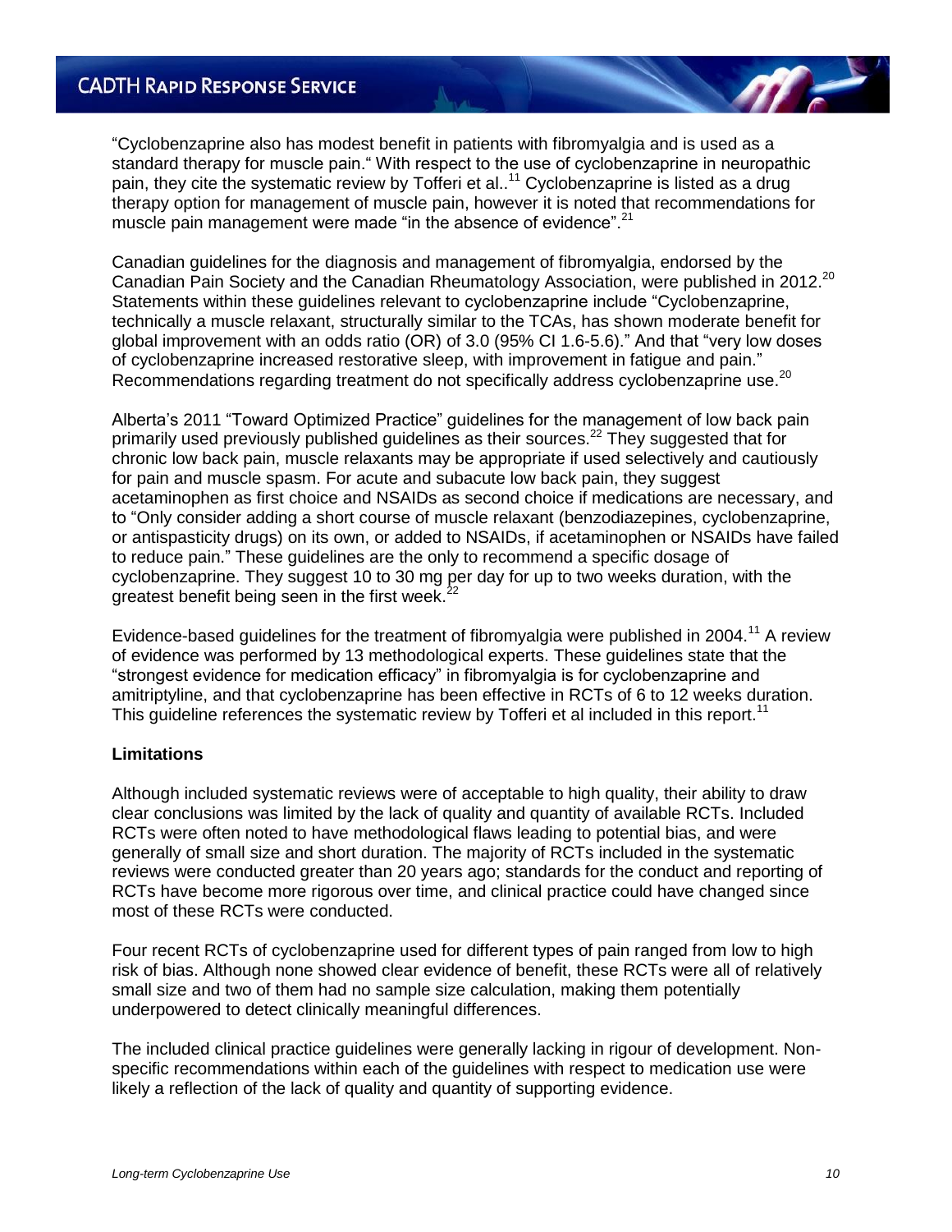"Cyclobenzaprine also has modest benefit in patients with fibromyalgia and is used as a standard therapy for muscle pain." With respect to the use of cyclobenzaprine in neuropathic pain, they cite the systematic review by Tofferi et al..[11] Cyclobenzaprine is listed as a drug therapy option for management of muscle pain, however it is noted that recommendations for muscle pain management were made "in the absence of evidence".[21]

Canadian guidelines for the diagnosis and management of fibromyalgia, endorsed by the Canadian Pain Society and the Canadian Rheumatology Association, were published in 2012.[20] Statements within these guidelines relevant to cyclobenzaprine include "Cyclobenzaprine, technically a muscle relaxant, structurally similar to the TCAs, has shown moderate benefit for global improvement with an odds ratio (OR) of 3.0 (95% CI 1.6-5.6)." And that "very low doses of cyclobenzaprine increased restorative sleep, with improvement in fatigue and pain." Recommendations regarding treatment do not specifically address cyclobenzaprine use.[20]

Alberta's 2011 "Toward Optimized Practice" guidelines for the management of low back pain primarily used previously published guidelines as their sources.[22] They suggested that for chronic low back pain, muscle relaxants may be appropriate if used selectively and cautiously for pain and muscle spasm. For acute and subacute low back pain, they suggest acetaminophen as first choice and NSAIDs as second choice if medications are necessary, and to "Only consider adding a short course of muscle relaxant (benzodiazepines, cyclobenzaprine, or antispasticity drugs) on its own, or added to NSAIDs, if acetaminophen or NSAIDs have failed to reduce pain." These guidelines are the only to recommend a specific dosage of cyclobenzaprine. They suggest 10 to 30 mg per day for up to two weeks duration, with the greatest benefit being seen in the first week.[22]

Evidence-based guidelines for the treatment of fibromyalgia were published in 2004.[11] A review of evidence was performed by 13 methodological experts. These guidelines state that the "strongest evidence for medication efficacy" in fibromyalgia is for cyclobenzaprine and amitriptyline, and that cyclobenzaprine has been effective in RCTs of 6 to 12 weeks duration. This guideline references the systematic review by Tofferi et al included in this report.[11]

**Limitations**

Although included systematic reviews were of acceptable to high quality, their ability to draw clear conclusions was limited by the lack of quality and quantity of available RCTs. Included RCTs were often noted to have methodological flaws leading to potential bias, and were generally of small size and short duration. The majority of RCTs included in the systematic reviews were conducted greater than 20 years ago; standards for the conduct and reporting of RCTs have become more rigorous over time, and clinical practice could have changed since most of these RCTs were conducted.

Four recent RCTs of cyclobenzaprine used for different types of pain ranged from low to high risk of bias. Although none showed clear evidence of benefit, these RCTs were all of relatively small size and two of them had no sample size calculation, making them potentially underpowered to detect clinically meaningful differences.

The included clinical practice guidelines were generally lacking in rigour of development. Non-specific recommendations within each of the guidelines with respect to medication use were likely a reflection of the lack of quality and quantity of supporting evidence.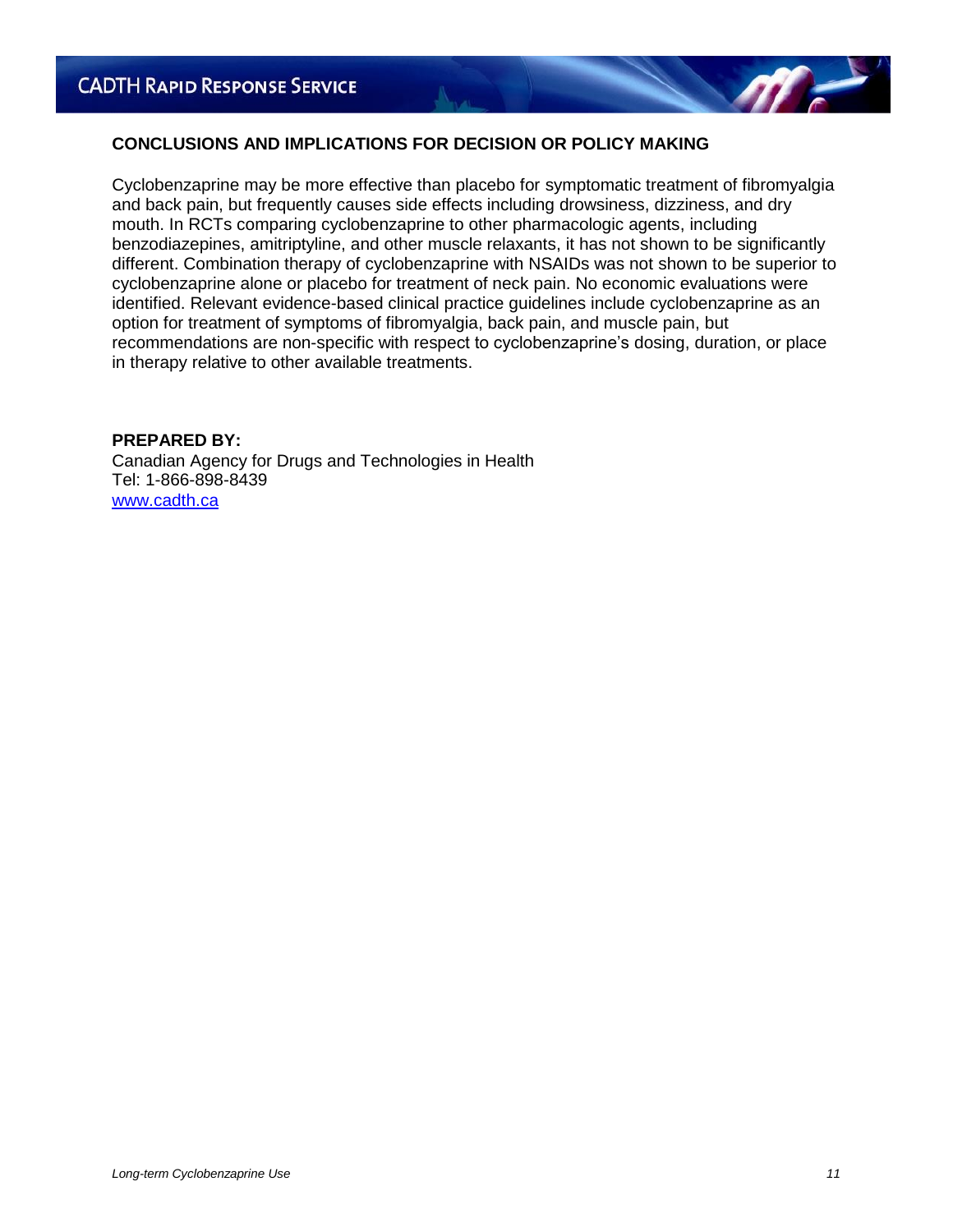## CONCLUSIONS AND IMPLICATIONS FOR DECISION OR POLICY MAKING

Cyclobenzaprine may be more effective than placebo for symptomatic treatment of fibromyalgia and back pain, but frequently causes side effects including drowsiness, dizziness, and dry mouth. In RCTs comparing cyclobenzaprine to other pharmacologic agents, including benzodiazepines, amitriptyline, and other muscle relaxants, it has not shown to be significantly different. Combination therapy of cyclobenzaprine with NSAIDs was not shown to be superior to cyclobenzaprine alone or placebo for treatment of neck pain. No economic evaluations were identified. Relevant evidence-based clinical practice guidelines include cyclobenzaprine as an option for treatment of symptoms of fibromyalgia, back pain, and muscle pain, but recommendations are non-specific with respect to cyclobenzaprine's dosing, duration, or place in therapy relative to other available treatments.

**PREPARED BY:**
Canadian Agency for Drugs and Technologies in Health
Tel: 1-866-898-8439
www.cadth.ca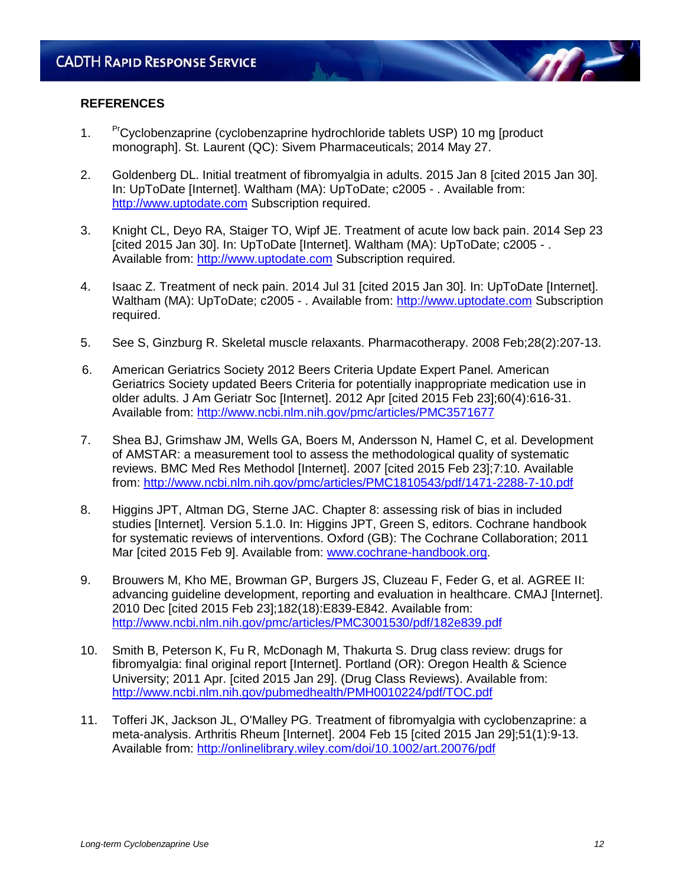## REFERENCES

1. PrCyclobenzaprine (cyclobenzaprine hydrochloride tablets USP) 10 mg [product monograph]. St. Laurent (QC): Sivem Pharmaceuticals; 2014 May 27.

2. Goldenberg DL. Initial treatment of fibromyalgia in adults. 2015 Jan 8 [cited 2015 Jan 30]. In: UpToDate [Internet]. Waltham (MA): UpToDate; c2005 - . Available from: http://www.uptodate.com Subscription required.

3. Knight CL, Deyo RA, Staiger TO, Wipf JE. Treatment of acute low back pain. 2014 Sep 23 [cited 2015 Jan 30]. In: UpToDate [Internet]. Waltham (MA): UpToDate; c2005 - . Available from: http://www.uptodate.com Subscription required.

4. Isaac Z. Treatment of neck pain. 2014 Jul 31 [cited 2015 Jan 30]. In: UpToDate [Internet]. Waltham (MA): UpToDate; c2005 - . Available from: http://www.uptodate.com Subscription required.

5. See S, Ginzburg R. Skeletal muscle relaxants. Pharmacotherapy. 2008 Feb;28(2):207-13.

6. American Geriatrics Society 2012 Beers Criteria Update Expert Panel. American Geriatrics Society updated Beers Criteria for potentially inappropriate medication use in older adults. J Am Geriatr Soc [Internet]. 2012 Apr [cited 2015 Feb 23];60(4):616-31. Available from: http://www.ncbi.nlm.nih.gov/pmc/articles/PMC3571677

7. Shea BJ, Grimshaw JM, Wells GA, Boers M, Andersson N, Hamel C, et al. Development of AMSTAR: a measurement tool to assess the methodological quality of systematic reviews. BMC Med Res Methodol [Internet]. 2007 [cited 2015 Feb 23];7:10. Available from: http://www.ncbi.nlm.nih.gov/pmc/articles/PMC1810543/pdf/1471-2288-7-10.pdf

8. Higgins JPT, Altman DG, Sterne JAC. Chapter 8: assessing risk of bias in included studies [Internet]. Version 5.1.0. In: Higgins JPT, Green S, editors. Cochrane handbook for systematic reviews of interventions. Oxford (GB): The Cochrane Collaboration; 2011 Mar [cited 2015 Feb 9]. Available from: www.cochrane-handbook.org.

9. Brouwers M, Kho ME, Browman GP, Burgers JS, Cluzeau F, Feder G, et al. AGREE II: advancing guideline development, reporting and evaluation in healthcare. CMAJ [Internet]. 2010 Dec [cited 2015 Feb 23];182(18):E839-E842. Available from: http://www.ncbi.nlm.nih.gov/pmc/articles/PMC3001530/pdf/182e839.pdf

10. Smith B, Peterson K, Fu R, McDonagh M, Thakurta S. Drug class review: drugs for fibromyalgia: final original report [Internet]. Portland (OR): Oregon Health & Science University; 2011 Apr. [cited 2015 Jan 29]. (Drug Class Reviews). Available from: http://www.ncbi.nlm.nih.gov/pubmedhealth/PMH0010224/pdf/TOC.pdf

11. Tofferi JK, Jackson JL, O'Malley PG. Treatment of fibromyalgia with cyclobenzaprine: a meta-analysis. Arthritis Rheum [Internet]. 2004 Feb 15 [cited 2015 Jan 29];51(1):9-13. Available from: http://onlinelibrary.wiley.com/doi/10.1002/art.20076/pdf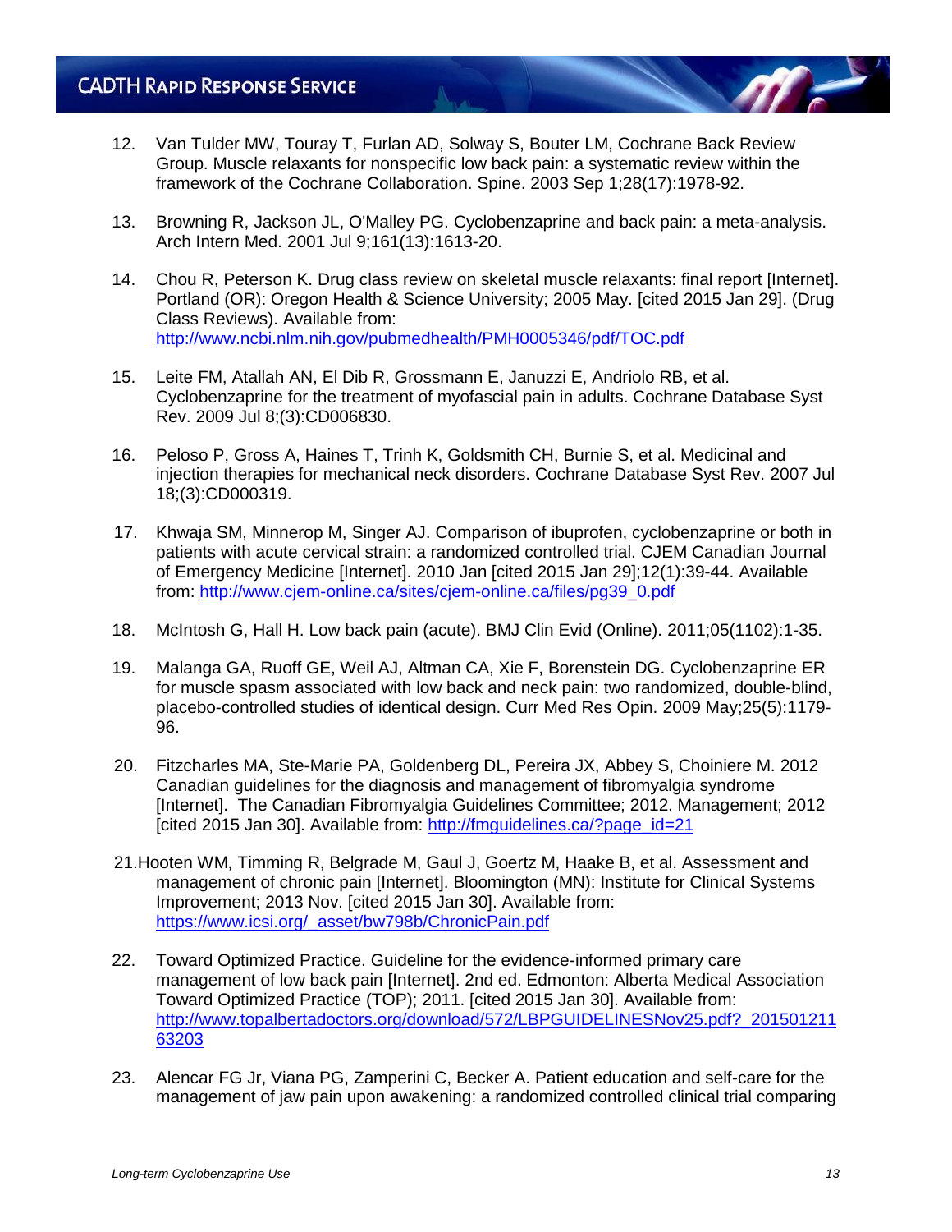12. Van Tulder MW, Touray T, Furlan AD, Solway S, Bouter LM, Cochrane Back Review Group. Muscle relaxants for nonspecific low back pain: a systematic review within the framework of the Cochrane Collaboration. Spine. 2003 Sep 1;28(17):1978-92.

13. Browning R, Jackson JL, O'Malley PG. Cyclobenzaprine and back pain: a meta-analysis. Arch Intern Med. 2001 Jul 9;161(13):1613-20.

14. Chou R, Peterson K. Drug class review on skeletal muscle relaxants: final report [Internet]. Portland (OR): Oregon Health & Science University; 2005 May. [cited 2015 Jan 29]. (Drug Class Reviews). Available from: http://www.ncbi.nlm.nih.gov/pubmedhealth/PMH0005346/pdf/TOC.pdf

15. Leite FM, Atallah AN, El Dib R, Grossmann E, Januzzi E, Andriolo RB, et al. Cyclobenzaprine for the treatment of myofascial pain in adults. Cochrane Database Syst Rev. 2009 Jul 8;(3):CD006830.

16. Peloso P, Gross A, Haines T, Trinh K, Goldsmith CH, Burnie S, et al. Medicinal and injection therapies for mechanical neck disorders. Cochrane Database Syst Rev. 2007 Jul 18;(3):CD000319.

17. Khwaja SM, Minnerop M, Singer AJ. Comparison of ibuprofen, cyclobenzaprine or both in patients with acute cervical strain: a randomized controlled trial. CJEM Canadian Journal of Emergency Medicine [Internet]. 2010 Jan [cited 2015 Jan 29];12(1):39-44. Available from: http://www.cjem-online.ca/sites/cjem-online.ca/files/pg39_0.pdf

18. McIntosh G, Hall H. Low back pain (acute). BMJ Clin Evid (Online). 2011;05(1102):1-35.

19. Malanga GA, Ruoff GE, Weil AJ, Altman CA, Xie F, Borenstein DG. Cyclobenzaprine ER for muscle spasm associated with low back and neck pain: two randomized, double-blind, placebo-controlled studies of identical design. Curr Med Res Opin. 2009 May;25(5):1179-96.

20. Fitzcharles MA, Ste-Marie PA, Goldenberg DL, Pereira JX, Abbey S, Choiniere M. 2012 Canadian guidelines for the diagnosis and management of fibromyalgia syndrome [Internet]. The Canadian Fibromyalgia Guidelines Committee; 2012. Management; 2012 [cited 2015 Jan 30]. Available from: http://fmguidelines.ca/?page_id=21

21. Hooten WM, Timming R, Belgrade M, Gaul J, Goertz M, Haake B, et al. Assessment and management of chronic pain [Internet]. Bloomington (MN): Institute for Clinical Systems Improvement; 2013 Nov. [cited 2015 Jan 30]. Available from: https://www.icsi.org/_asset/bw798b/ChronicPain.pdf

22. Toward Optimized Practice. Guideline for the evidence-informed primary care management of low back pain [Internet]. 2nd ed. Edmonton: Alberta Medical Association Toward Optimized Practice (TOP); 2011. [cited 2015 Jan 30]. Available from: http://www.topalbertadoctors.org/download/572/LBPGUIDELINESNov25.pdf?_20150121163203

23. Alencar FG Jr, Viana PG, Zamperini C, Becker A. Patient education and self-care for the management of jaw pain upon awakening: a randomized controlled clinical trial comparing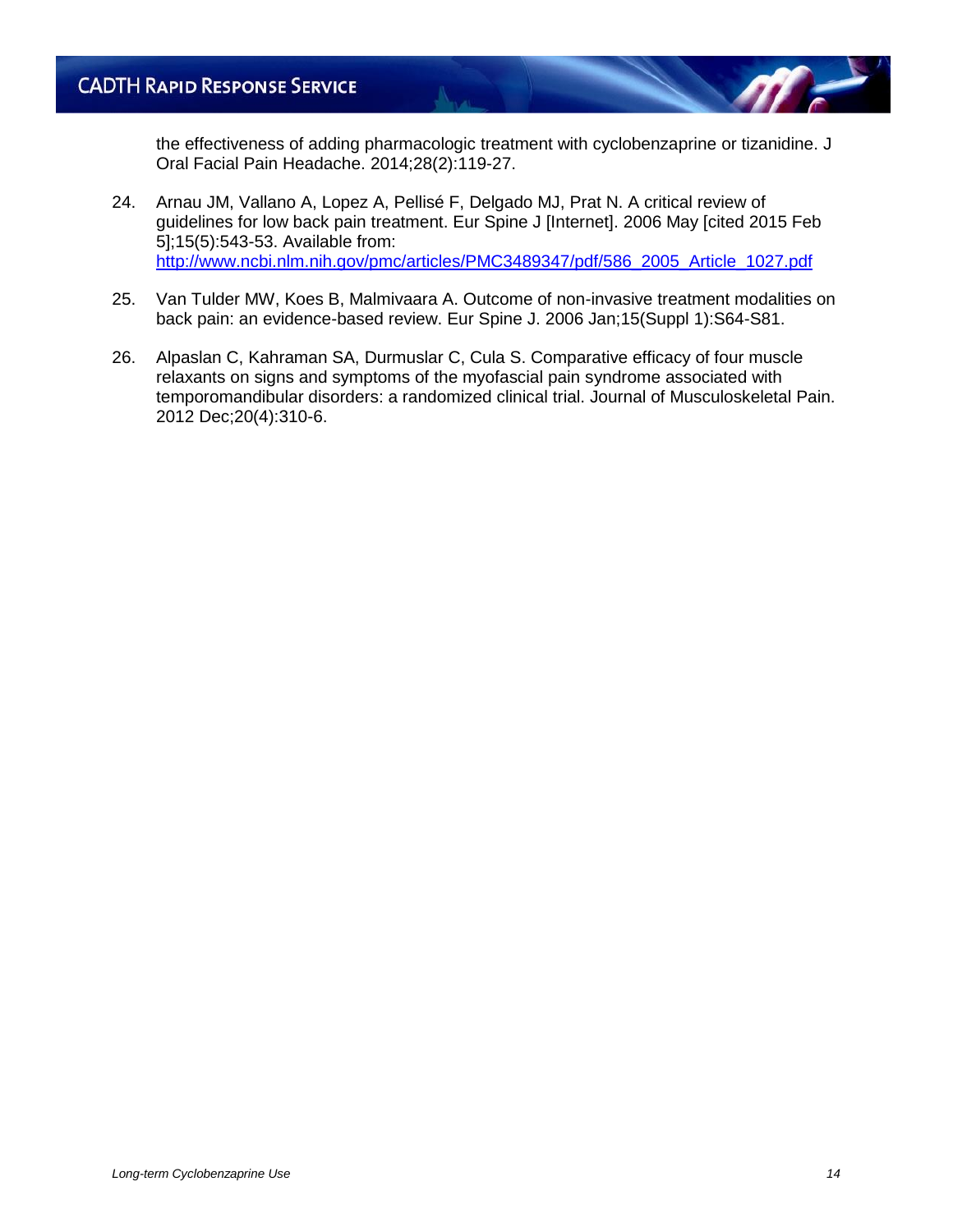the effectiveness of adding pharmacologic treatment with cyclobenzaprine or tizanidine. J Oral Facial Pain Headache. 2014;28(2):119-27.

24. Arnau JM, Vallano A, Lopez A, Pellisé F, Delgado MJ, Prat N. A critical review of guidelines for low back pain treatment. Eur Spine J [Internet]. 2006 May [cited 2015 Feb 5];15(5):543-53. Available from: http://www.ncbi.nlm.nih.gov/pmc/articles/PMC3489347/pdf/586_2005_Article_1027.pdf

25. Van Tulder MW, Koes B, Malmivaara A. Outcome of non-invasive treatment modalities on back pain: an evidence-based review. Eur Spine J. 2006 Jan;15(Suppl 1):S64-S81.

26. Alpaslan C, Kahraman SA, Durmuslar C, Cula S. Comparative efficacy of four muscle relaxants on signs and symptoms of the myofascial pain syndrome associated with temporomandibular disorders: a randomized clinical trial. Journal of Musculoskeletal Pain. 2012 Dec;20(4):310-6.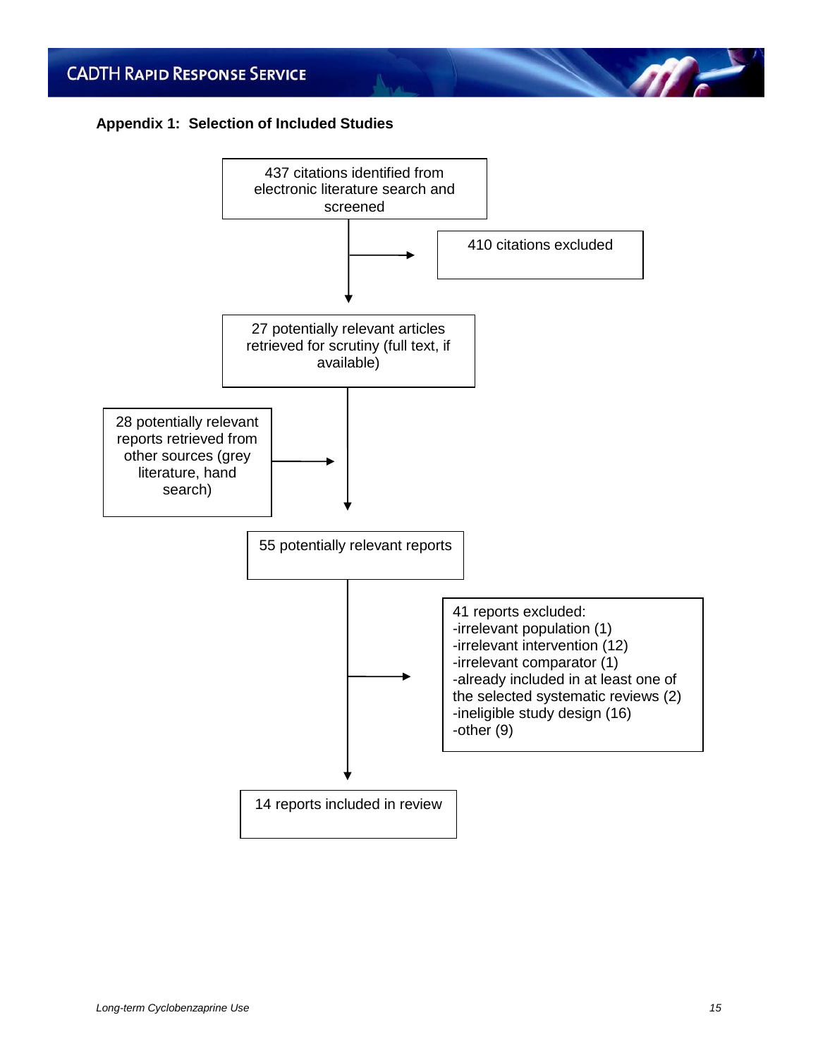**Appendix 1: Selection of Included Studies**

437 citations identified from electronic literature search and screened

→ 410 citations excluded

27 potentially relevant articles retrieved for scrutiny (full text, if available)

28 potentially relevant reports retrieved from other sources (grey literature, hand search)

55 potentially relevant reports

→ 41 reports excluded:
- -irrelevant population (1)
- -irrelevant intervention (12)
- -irrelevant comparator (1)
- -already included in at least one of the selected systematic reviews (2)
- -ineligible study design (16)
- -other (9)

14 reports included in review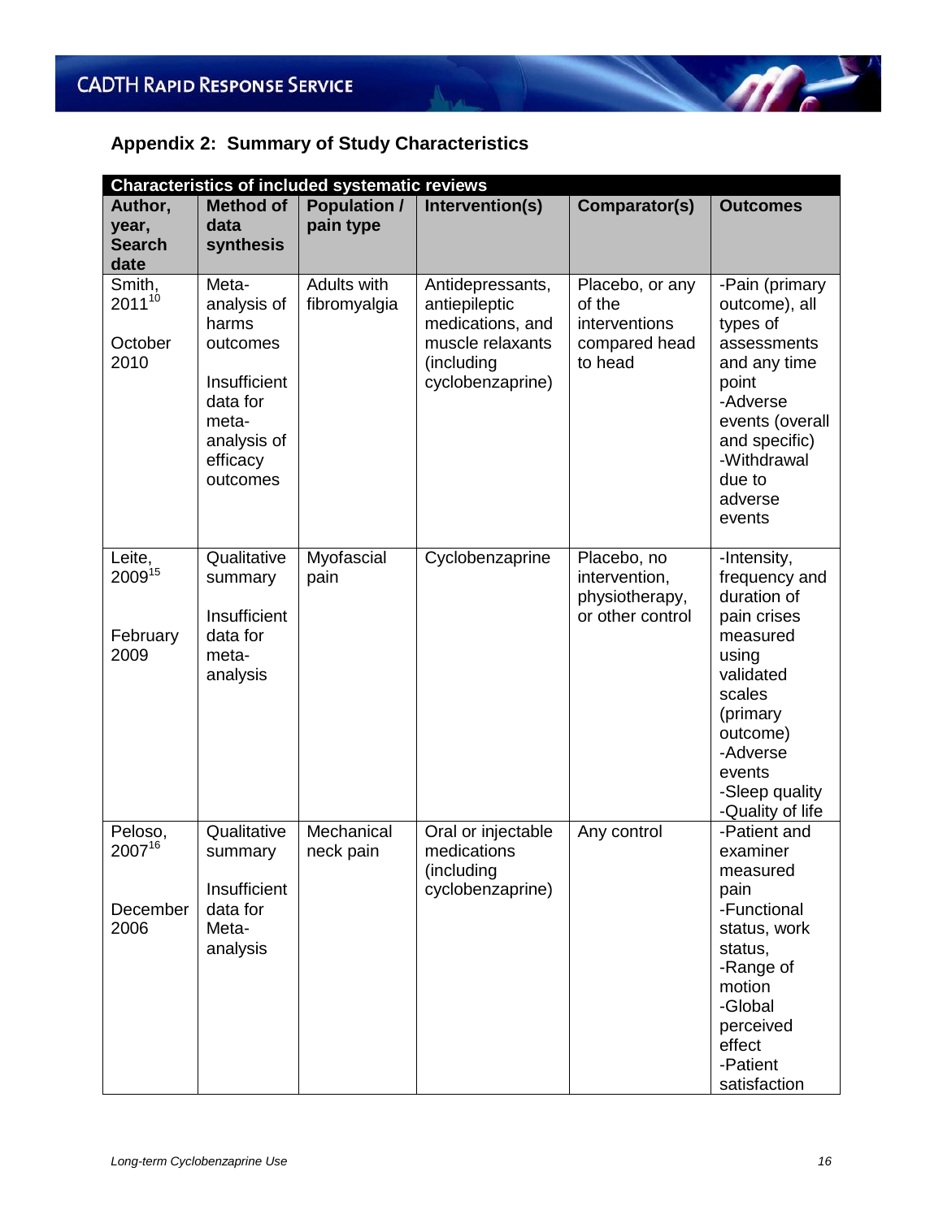## Appendix 2: Summary of Study Characteristics

| Characteristics of included systematic reviews | | | | | |
|---|---|---|---|---|---|
| **Author, year, Search date** | **Method of data synthesis** | **Population / pain type** | **Intervention(s)** | **Comparator(s)** | **Outcomes** |
| Smith, 2011[10]<br><br>October 2010 | Meta-analysis of harms outcomes<br><br>Insufficient data for meta-analysis of efficacy outcomes | Adults with fibromyalgia | Antidepressants, antiepileptic medications, and muscle relaxants (including cyclobenzaprine) | Placebo, or any of the interventions compared head to head | -Pain (primary outcome), all types of assessments and any time point<br>-Adverse events (overall and specific)<br>-Withdrawal due to adverse events |
| Leite, 2009[15]<br><br>February 2009 | Qualitative summary<br><br>Insufficient data for meta-analysis | Myofascial pain | Cyclobenzaprine | Placebo, no intervention, physiotherapy, or other control | -Intensity, frequency and duration of pain crises measured using validated scales (primary outcome)<br>-Adverse events<br>-Sleep quality<br>-Quality of life |
| Peloso, 2007[16]<br><br>December 2006 | Qualitative summary<br><br>Insufficient data for Meta-analysis | Mechanical neck pain | Oral or injectable medications (including cyclobenzaprine) | Any control | -Patient and examiner measured pain<br>-Functional status, work status,<br>-Range of motion<br>-Global perceived effect<br>-Patient satisfaction |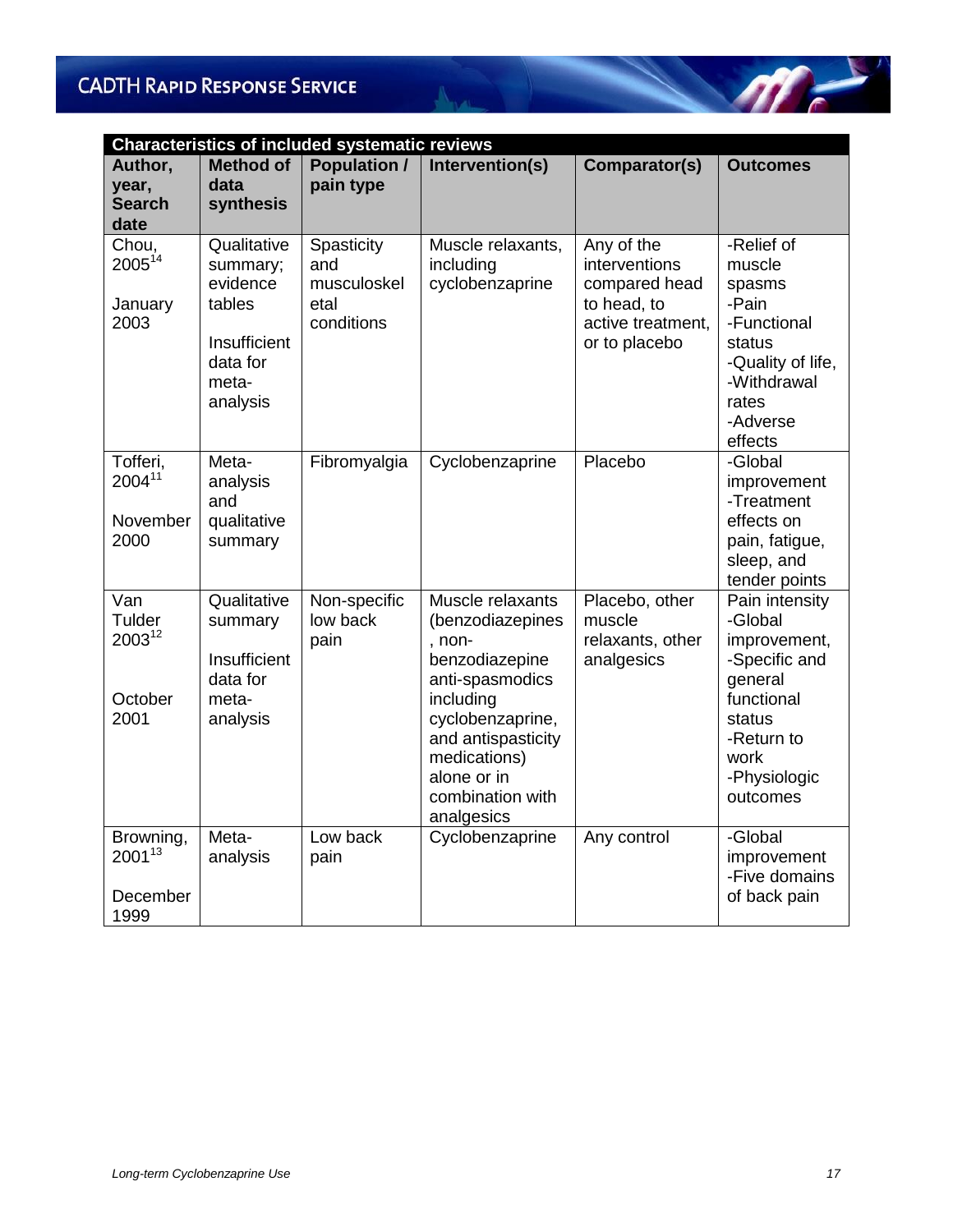| Characteristics of included systematic reviews | | | | | |
|---|---|---|---|---|---|
| **Author, year, Search date** | **Method of data synthesis** | **Population / pain type** | **Intervention(s)** | **Comparator(s)** | **Outcomes** |
| Chou, 2005[14] January 2003 | Qualitative summary; evidence tables Insufficient data for meta-analysis | Spasticity and musculoskeletal conditions | Muscle relaxants, including cyclobenzaprine | Any of the interventions compared head to head, to active treatment, or to placebo | -Relief of muscle spasms -Pain -Functional status -Quality of life, -Withdrawal rates -Adverse effects |
| Tofferi, 2004[11] November 2000 | Meta-analysis and qualitative summary | Fibromyalgia | Cyclobenzaprine | Placebo | -Global improvement -Treatment effects on pain, fatigue, sleep, and tender points |
| Van Tulder 2003[12] October 2001 | Qualitative summary Insufficient data for meta-analysis | Non-specific low back pain | Muscle relaxants (benzodiazepines, non-benzodiazepine anti-spasmodics including cyclobenzaprine, and antispasticity medications) alone or in combination with analgesics | Placebo, other muscle relaxants, other analgesics | Pain intensity -Global improvement, -Specific and general functional status -Return to work -Physiologic outcomes |
| Browning, 2001[13] December 1999 | Meta-analysis | Low back pain | Cyclobenzaprine | Any control | -Global improvement -Five domains of back pain |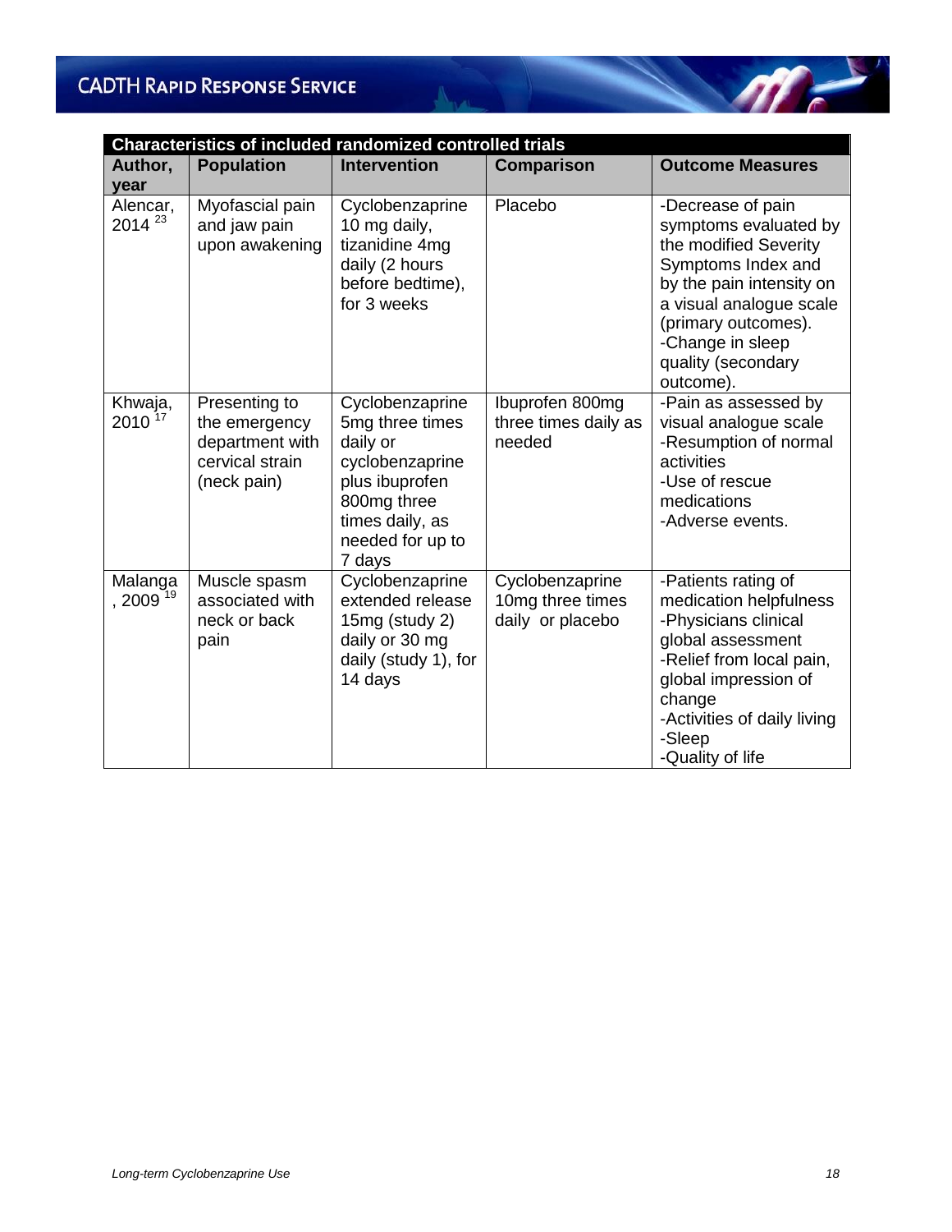| Characteristics of included randomized controlled trials | | | | |
|---|---|---|---|---|
| **Author, year** | **Population** | **Intervention** | **Comparison** | **Outcome Measures** |
| Alencar, 2014 [23] | Myofascial pain and jaw pain upon awakening | Cyclobenzaprine 10 mg daily, tizanidine 4mg daily (2 hours before bedtime), for 3 weeks | Placebo | -Decrease of pain symptoms evaluated by the modified Severity Symptoms Index and by the pain intensity on a visual analogue scale (primary outcomes). -Change in sleep quality (secondary outcome). |
| Khwaja, 2010 [17] | Presenting to the emergency department with cervical strain (neck pain) | Cyclobenzaprine 5mg three times daily or cyclobenzaprine plus ibuprofen 800mg three times daily, as needed for up to 7 days | Ibuprofen 800mg three times daily as needed | -Pain as assessed by visual analogue scale -Resumption of normal activities -Use of rescue medications -Adverse events. |
| Malanga, 2009 [19] | Muscle spasm associated with neck or back pain | Cyclobenzaprine extended release 15mg (study 2) daily or 30 mg daily (study 1), for 14 days | Cyclobenzaprine 10mg three times daily or placebo | -Patients rating of medication helpfulness -Physicians clinical global assessment -Relief from local pain, global impression of change -Activities of daily living -Sleep -Quality of life |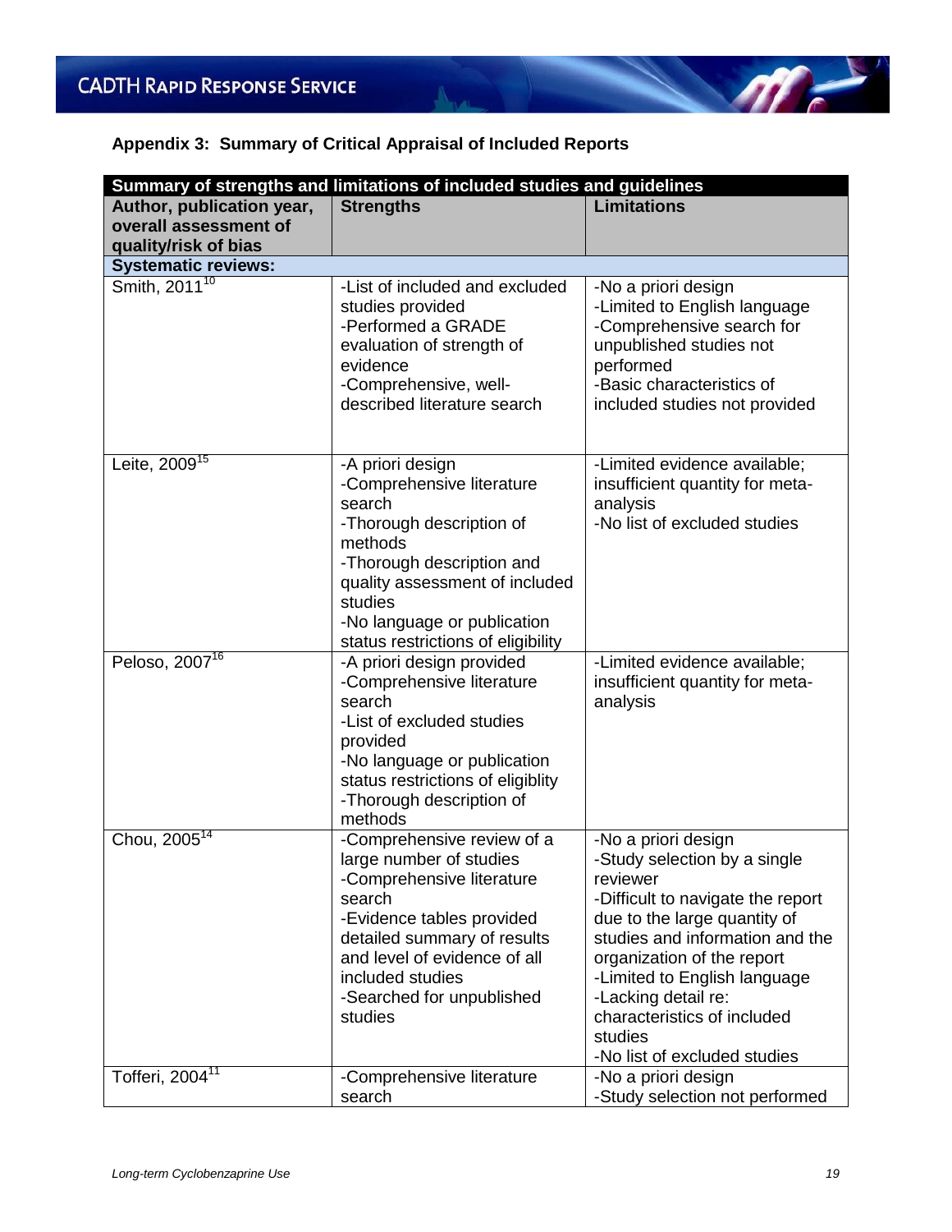## Appendix 3: Summary of Critical Appraisal of Included Reports

| Summary of strengths and limitations of included studies and guidelines | | |
|---|---|---|
| **Author, publication year, overall assessment of quality/risk of bias** | **Strengths** | **Limitations** |
| **Systematic reviews:** | | |
| Smith, 2011[10] | -List of included and excluded studies provided<br>-Performed a GRADE evaluation of strength of evidence<br>-Comprehensive, well-described literature search | -No a priori design<br>-Limited to English language<br>-Comprehensive search for unpublished studies not performed<br>-Basic characteristics of included studies not provided |
| Leite, 2009[15] | -A priori design<br>-Comprehensive literature search<br>-Thorough description of methods<br>-Thorough description and quality assessment of included studies<br>-No language or publication status restrictions of eligibility | -Limited evidence available; insufficient quantity for meta-analysis<br>-No list of excluded studies |
| Peloso, 2007[16] | -A priori design provided<br>-Comprehensive literature search<br>-List of excluded studies provided<br>-No language or publication status restrictions of eligiblity<br>-Thorough description of methods | -Limited evidence available; insufficient quantity for meta-analysis |
| Chou, 2005[14] | -Comprehensive review of a large number of studies<br>-Comprehensive literature search<br>-Evidence tables provided detailed summary of results and level of evidence of all included studies<br>-Searched for unpublished studies | -No a priori design<br>-Study selection by a single reviewer<br>-Difficult to navigate the report due to the large quantity of studies and information and the organization of the report<br>-Limited to English language<br>-Lacking detail re: characteristics of included studies<br>-No list of excluded studies |
| Tofferi, 2004[11] | -Comprehensive literature search | -No a priori design<br>-Study selection not performed |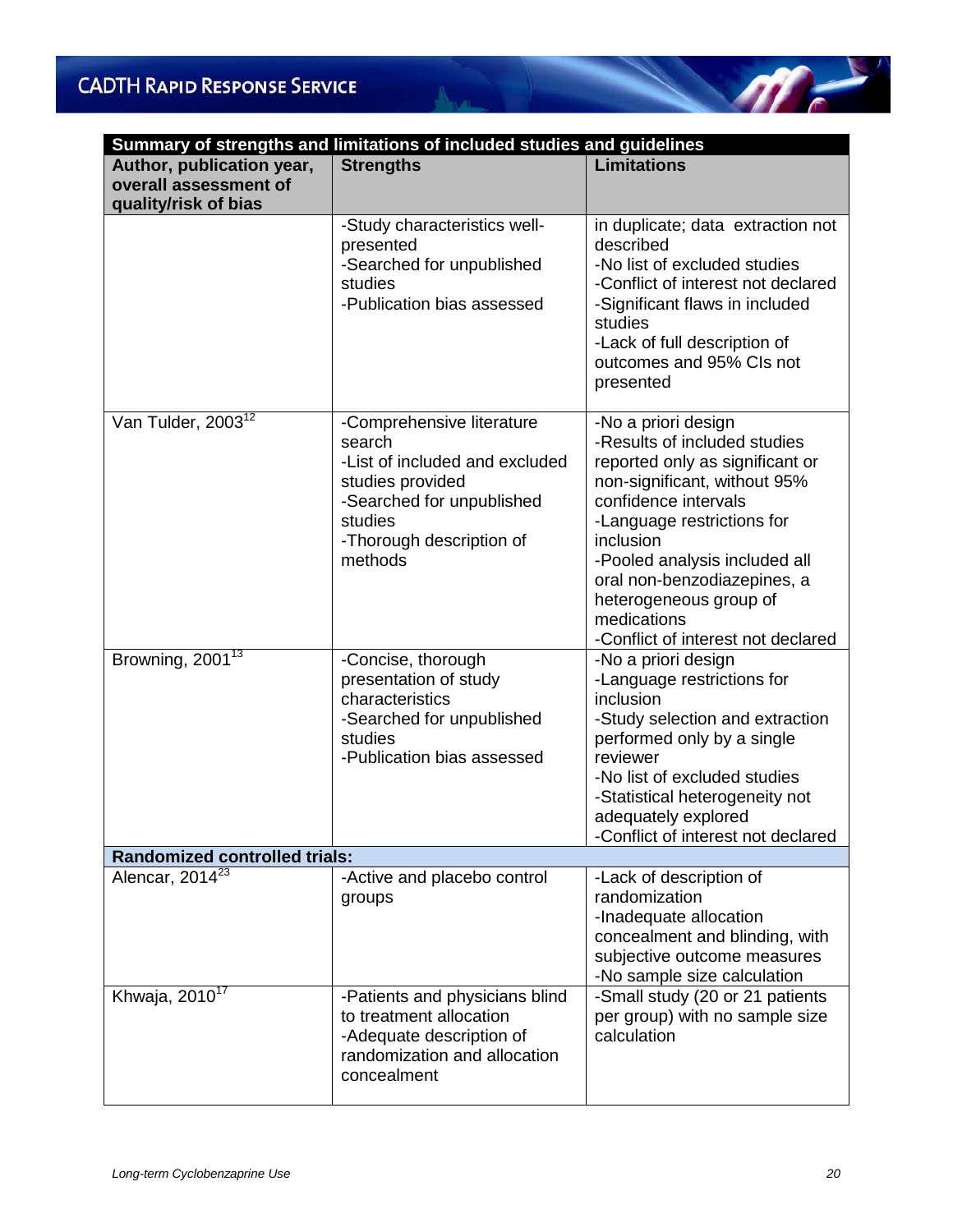| Summary of strengths and limitations of included studies and guidelines | | |
|---|---|---|
| **Author, publication year, overall assessment of quality/risk of bias** | **Strengths** | **Limitations** |
| | -Study characteristics well-presented<br>-Searched for unpublished studies<br>-Publication bias assessed | in duplicate; data extraction not described<br>-No list of excluded studies<br>-Conflict of interest not declared<br>-Significant flaws in included studies<br>-Lack of full description of outcomes and 95% CIs not presented |
| Van Tulder, 2003[12] | -Comprehensive literature search<br>-List of included and excluded studies provided<br>-Searched for unpublished studies<br>-Thorough description of methods | -No a priori design<br>-Results of included studies reported only as significant or non-significant, without 95% confidence intervals<br>-Language restrictions for inclusion<br>-Pooled analysis included all oral non-benzodiazepines, a heterogeneous group of medications<br>-Conflict of interest not declared |
| Browning, 2001[13] | -Concise, thorough presentation of study characteristics<br>-Searched for unpublished studies<br>-Publication bias assessed | -No a priori design<br>-Language restrictions for inclusion<br>-Study selection and extraction performed only by a single reviewer<br>-No list of excluded studies<br>-Statistical heterogeneity not adequately explored<br>-Conflict of interest not declared |
| **Randomized controlled trials:** | | |
| Alencar, 2014[23] | -Active and placebo control groups | -Lack of description of randomization<br>-Inadequate allocation concealment and blinding, with subjective outcome measures<br>-No sample size calculation |
| Khwaja, 2010[17] | -Patients and physicians blind to treatment allocation<br>-Adequate description of randomization and allocation concealment | -Small study (20 or 21 patients per group) with no sample size calculation |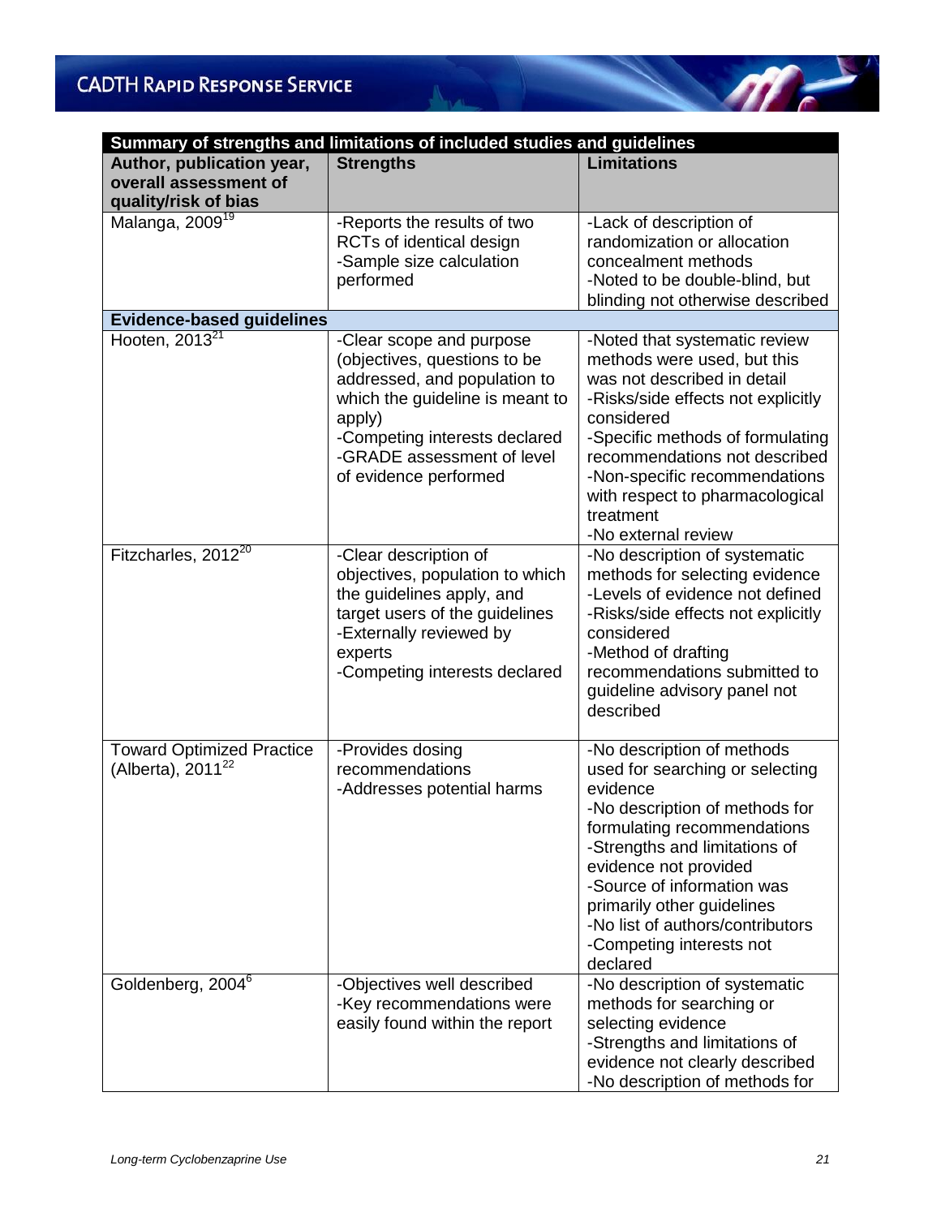| Summary of strengths and limitations of included studies and guidelines | | |
|---|---|---|
| **Author, publication year, overall assessment of quality/risk of bias** | **Strengths** | **Limitations** |
| Malanga, 2009[19] | -Reports the results of two RCTs of identical design<br>-Sample size calculation performed | -Lack of description of randomization or allocation concealment methods<br>-Noted to be double-blind, but blinding not otherwise described |
| **Evidence-based guidelines** | | |
| Hooten, 2013[21] | -Clear scope and purpose (objectives, questions to be addressed, and population to which the guideline is meant to apply)<br>-Competing interests declared<br>-GRADE assessment of level of evidence performed | -Noted that systematic review methods were used, but this was not described in detail<br>-Risks/side effects not explicitly considered<br>-Specific methods of formulating recommendations not described<br>-Non-specific recommendations with respect to pharmacological treatment<br>-No external review |
| Fitzcharles, 2012[20] | -Clear description of objectives, population to which the guidelines apply, and target users of the guidelines<br>-Externally reviewed by experts<br>-Competing interests declared | -No description of systematic methods for selecting evidence<br>-Levels of evidence not defined<br>-Risks/side effects not explicitly considered<br>-Method of drafting recommendations submitted to guideline advisory panel not described |
| Toward Optimized Practice (Alberta), 2011[22] | -Provides dosing recommendations<br>-Addresses potential harms | -No description of methods used for searching or selecting evidence<br>-No description of methods for formulating recommendations<br>-Strengths and limitations of evidence not provided<br>-Source of information was primarily other guidelines<br>-No list of authors/contributors<br>-Competing interests not declared |
| Goldenberg, 2004[6] | -Objectives well described<br>-Key recommendations were easily found within the report | -No description of systematic methods for searching or selecting evidence<br>-Strengths and limitations of evidence not clearly described<br>-No description of methods for |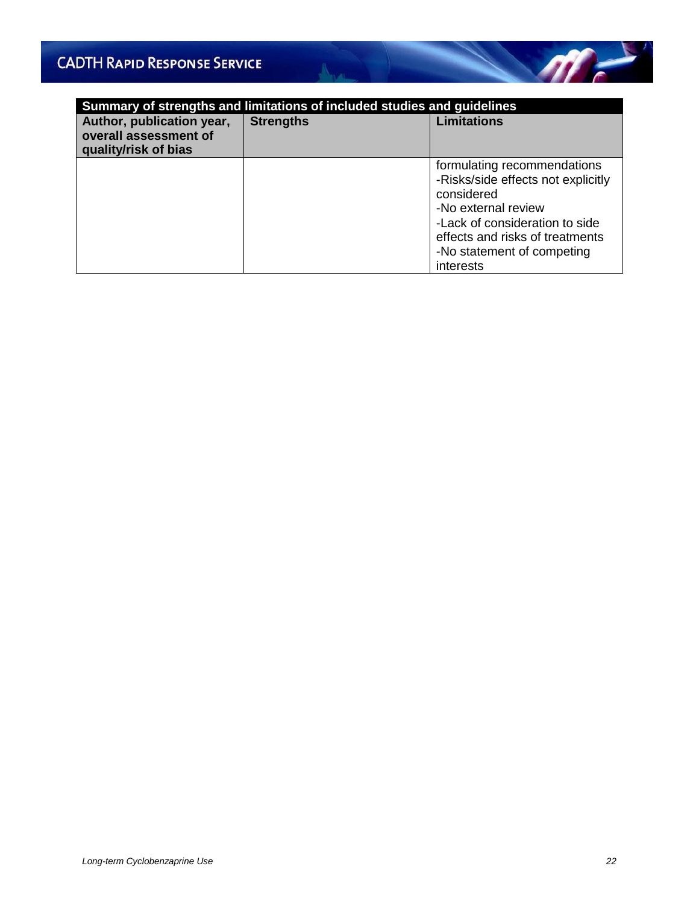| Summary of strengths and limitations of included studies and guidelines | | |
|---|---|---|
| **Author, publication year, overall assessment of quality/risk of bias** | **Strengths** | **Limitations** |
| | | formulating recommendations<br>-Risks/side effects not explicitly considered<br>-No external review<br>-Lack of consideration to side effects and risks of treatments<br>-No statement of competing interests |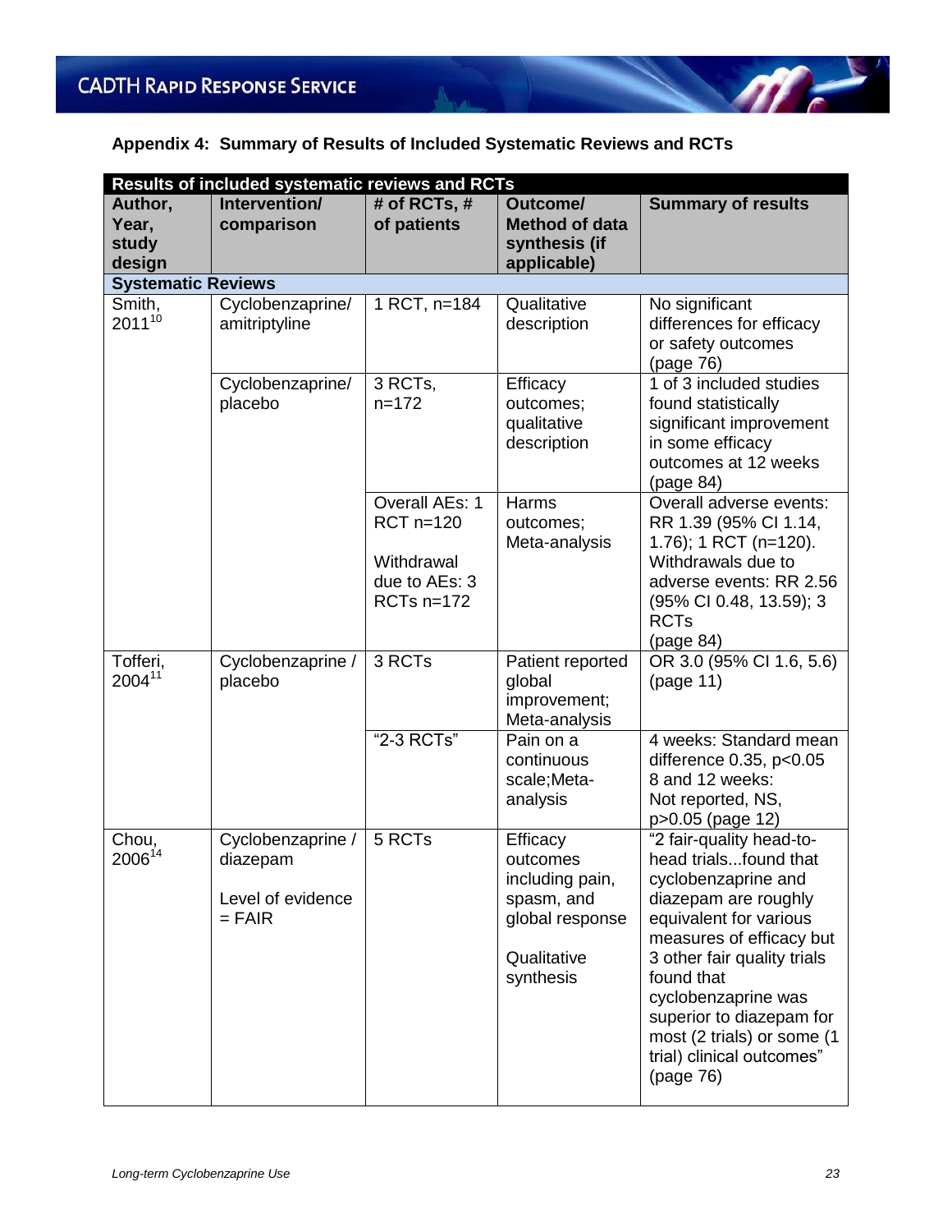## Appendix 4: Summary of Results of Included Systematic Reviews and RCTs

| Results of included systematic reviews and RCTs | | | | |
|---|---|---|---|---|
| **Author, Year, study design** | **Intervention/ comparison** | **# of RCTs, # of patients** | **Outcome/ Method of data synthesis (if applicable)** | **Summary of results** |
| **Systematic Reviews** | | | | |
| Smith, 2011[10] | Cyclobenzaprine/ amitriptyline | 1 RCT, n=184 | Qualitative description | No significant differences for efficacy or safety outcomes (page 76) |
| | Cyclobenzaprine/ placebo | 3 RCTs, n=172 | Efficacy outcomes; qualitative description | 1 of 3 included studies found statistically significant improvement in some efficacy outcomes at 12 weeks (page 84) |
| | | Overall AEs: 1 RCT n=120<br><br>Withdrawal due to AEs: 3 RCTs n=172 | Harms outcomes; Meta-analysis | Overall adverse events: RR 1.39 (95% CI 1.14, 1.76); 1 RCT (n=120). Withdrawals due to adverse events: RR 2.56 (95% CI 0.48, 13.59); 3 RCTs (page 84) |
| Tofferi, 2004[11] | Cyclobenzaprine / placebo | 3 RCTs | Patient reported global improvement; Meta-analysis | OR 3.0 (95% CI 1.6, 5.6) (page 11) |
| | | "2-3 RCTs" | Pain on a continuous scale;Meta-analysis | 4 weeks: Standard mean difference 0.35, $p<0.05$<br>8 and 12 weeks: Not reported, NS, $p>0.05$ (page 12) |
| Chou, 2006[14] | Cyclobenzaprine / diazepam<br><br>Level of evidence = FAIR | 5 RCTs | Efficacy outcomes including pain, spasm, and global response<br><br>Qualitative synthesis | "2 fair-quality head-to-head trials...found that cyclobenzaprine and diazepam are roughly equivalent for various measures of efficacy but 3 other fair quality trials found that cyclobenzaprine was superior to diazepam for most (2 trials) or some (1 trial) clinical outcomes" (page 76) |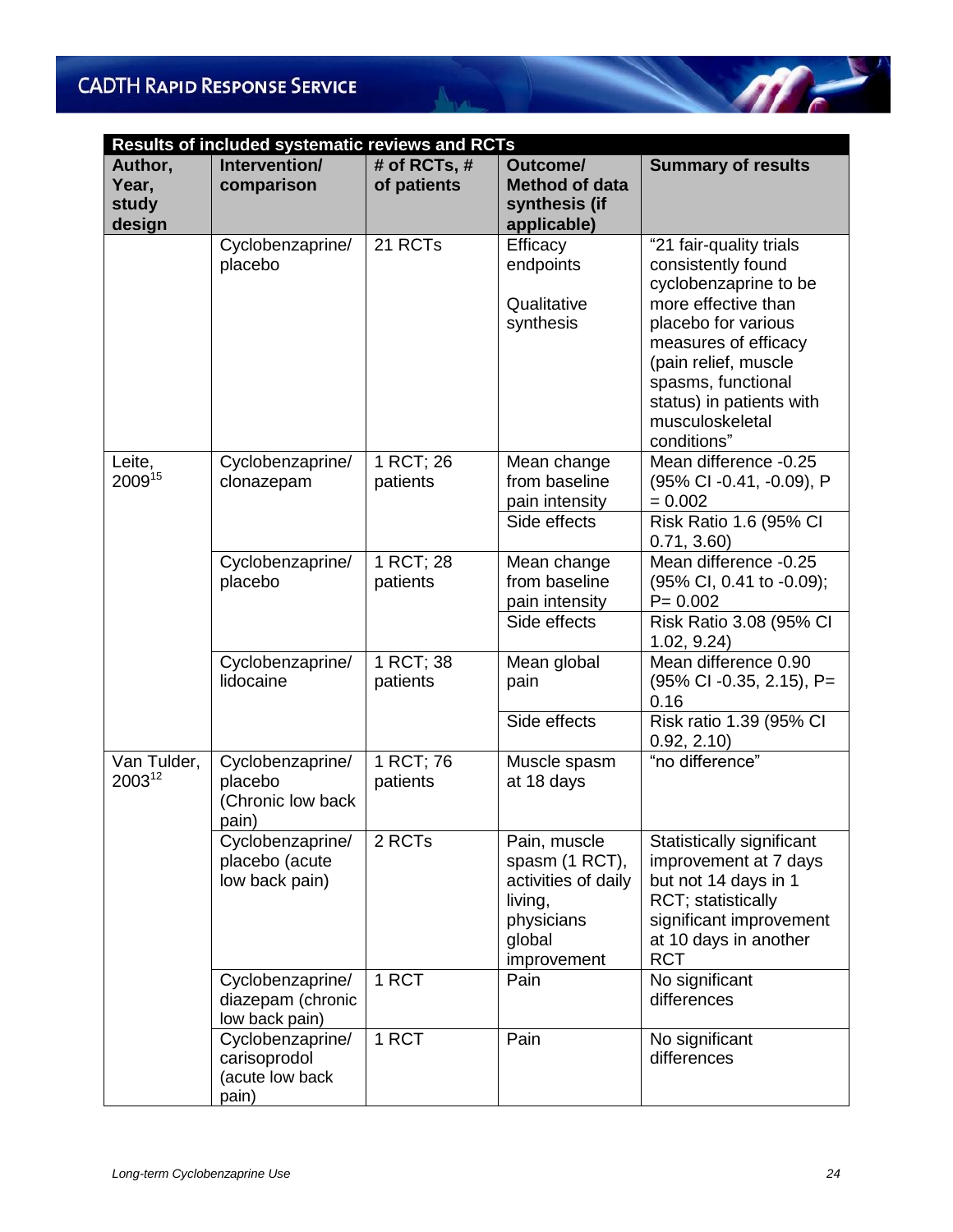| Results of included systematic reviews and RCTs | | | | |
|---|---|---|---|---|
| **Author, Year, study design** | **Intervention/ comparison** | **# of RCTs, # of patients** | **Outcome/ Method of data synthesis (if applicable)** | **Summary of results** |
| | Cyclobenzaprine/ placebo | 21 RCTs | Efficacy endpoints<br><br>Qualitative synthesis | "21 fair-quality trials consistently found cyclobenzaprine to be more effective than placebo for various measures of efficacy (pain relief, muscle spasms, functional status) in patients with musculoskeletal conditions" |
| Leite, 2009[15] | Cyclobenzaprine/ clonazepam | 1 RCT; 26 patients | Mean change from baseline pain intensity | Mean difference -0.25 (95% CI -0.41, -0.09), P = 0.002 |
| | | | Side effects | Risk Ratio 1.6 (95% CI 0.71, 3.60) |
| | Cyclobenzaprine/ placebo | 1 RCT; 28 patients | Mean change from baseline pain intensity | Mean difference -0.25 (95% CI, 0.41 to -0.09); P= 0.002 |
| | | | Side effects | Risk Ratio 3.08 (95% CI 1.02, 9.24) |
| | Cyclobenzaprine/ lidocaine | 1 RCT; 38 patients | Mean global pain | Mean difference 0.90 (95% CI -0.35, 2.15), P= 0.16 |
| | | | Side effects | Risk ratio 1.39 (95% CI 0.92, 2.10) |
| Van Tulder, 2003[12] | Cyclobenzaprine/ placebo (Chronic low back pain) | 1 RCT; 76 patients | Muscle spasm at 18 days | "no difference" |
| | Cyclobenzaprine/ placebo (acute low back pain) | 2 RCTs | Pain, muscle spasm (1 RCT), activities of daily living, physicians global improvement | Statistically significant improvement at 7 days but not 14 days in 1 RCT; statistically significant improvement at 10 days in another RCT |
| | Cyclobenzaprine/ diazepam (chronic low back pain) | 1 RCT | Pain | No significant differences |
| | Cyclobenzaprine/ carisoprodol (acute low back pain) | 1 RCT | Pain | No significant differences |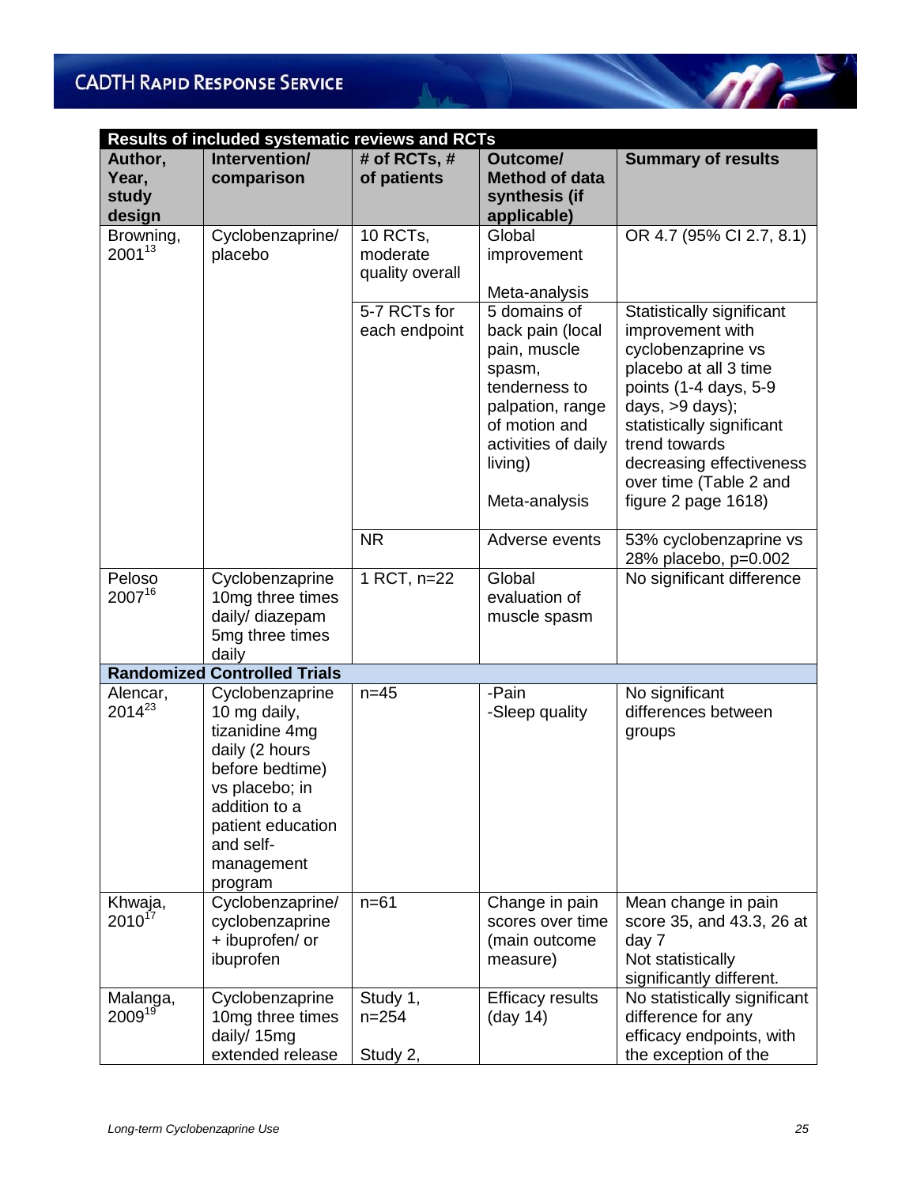| Results of included systematic reviews and RCTs | | | | |
|---|---|---|---|---|
| **Author, Year, study design** | **Intervention/ comparison** | **# of RCTs, # of patients** | **Outcome/ Method of data synthesis (if applicable)** | **Summary of results** |
| Browning, 2001[13] | Cyclobenzaprine/ placebo | 10 RCTs, moderate quality overall | Global improvement<br><br>Meta-analysis | OR 4.7 (95% CI 2.7, 8.1) |
| | | 5-7 RCTs for each endpoint | 5 domains of back pain (local pain, muscle spasm, tenderness to palpation, range of motion and activities of daily living)<br><br>Meta-analysis | Statistically significant improvement with cyclobenzaprine vs placebo at all 3 time points (1-4 days, 5-9 days, >9 days); statistically significant trend towards decreasing effectiveness over time (Table 2 and figure 2 page 1618) |
| | | NR | Adverse events | 53% cyclobenzaprine vs 28% placebo, p=0.002 |
| Peloso 2007[16] | Cyclobenzaprine 10mg three times daily/ diazepam 5mg three times daily | 1 RCT, n=22 | Global evaluation of muscle spasm | No significant difference |
| **Randomized Controlled Trials** | | | | |
| Alencar, 2014[23] | Cyclobenzaprine 10 mg daily, tizanidine 4mg daily (2 hours before bedtime) vs placebo; in addition to a patient education and self-management program | n=45 | -Pain<br>-Sleep quality | No significant differences between groups |
| Khwaja, 2010[17] | Cyclobenzaprine/ cyclobenzaprine + ibuprofen/ or ibuprofen | n=61 | Change in pain scores over time (main outcome measure) | Mean change in pain score 35, and 43.3, 26 at day 7<br>Not statistically significantly different. |
| Malanga, 2009[19] | Cyclobenzaprine 10mg three times daily/ 15mg extended release | Study 1, n=254<br><br>Study 2, | Efficacy results (day 14) | No statistically significant difference for any efficacy endpoints, with the exception of the |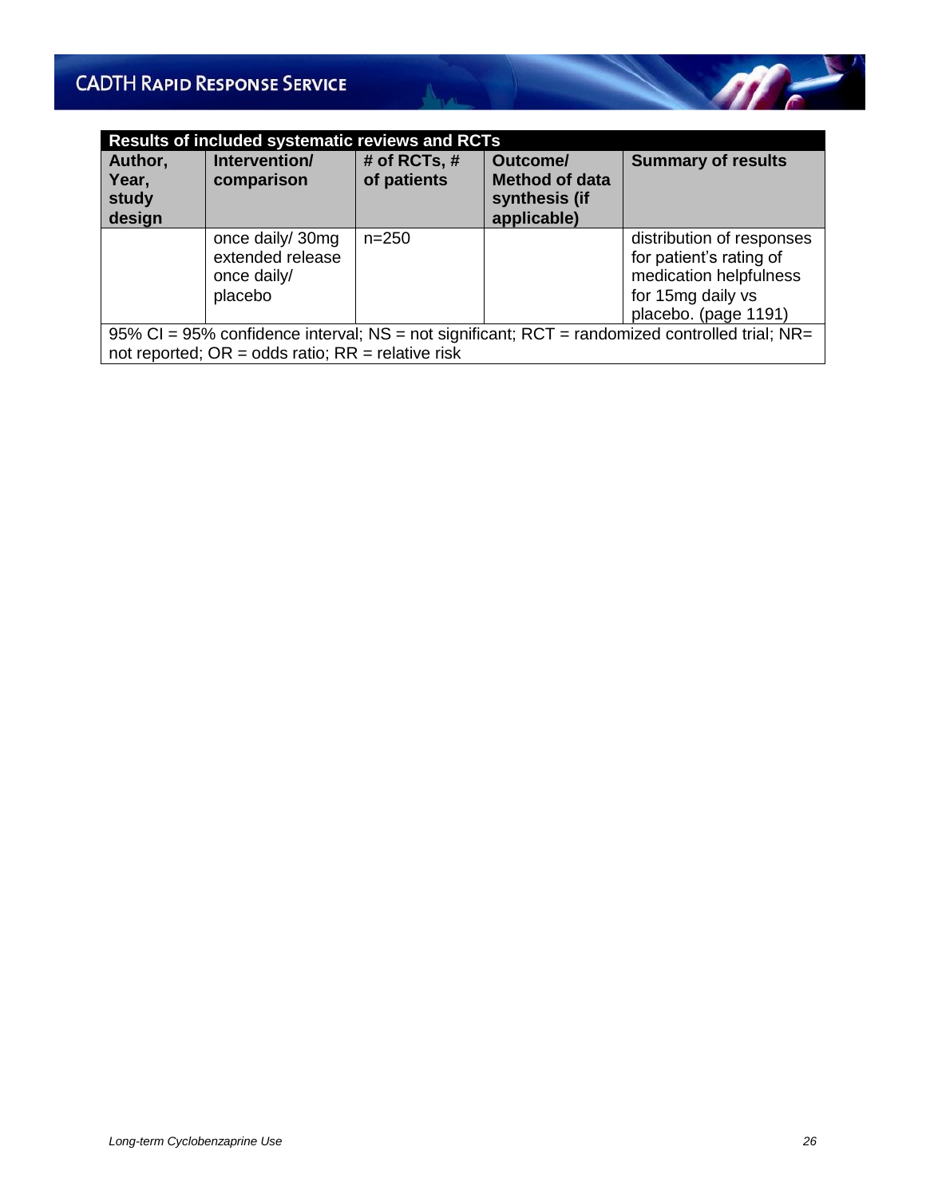| Results of included systematic reviews and RCTs | | | | |
|---|---|---|---|---|
| **Author, Year, study design** | **Intervention/ comparison** | **# of RCTs, # of patients** | **Outcome/ Method of data synthesis (if applicable)** | **Summary of results** |
| | once daily/ 30mg extended release once daily/ placebo | n=250 | | distribution of responses for patient's rating of medication helpfulness for 15mg daily vs placebo. (page 1191) |

95% CI = 95% confidence interval; NS = not significant; RCT = randomized controlled trial; NR= not reported; OR = odds ratio; RR = relative risk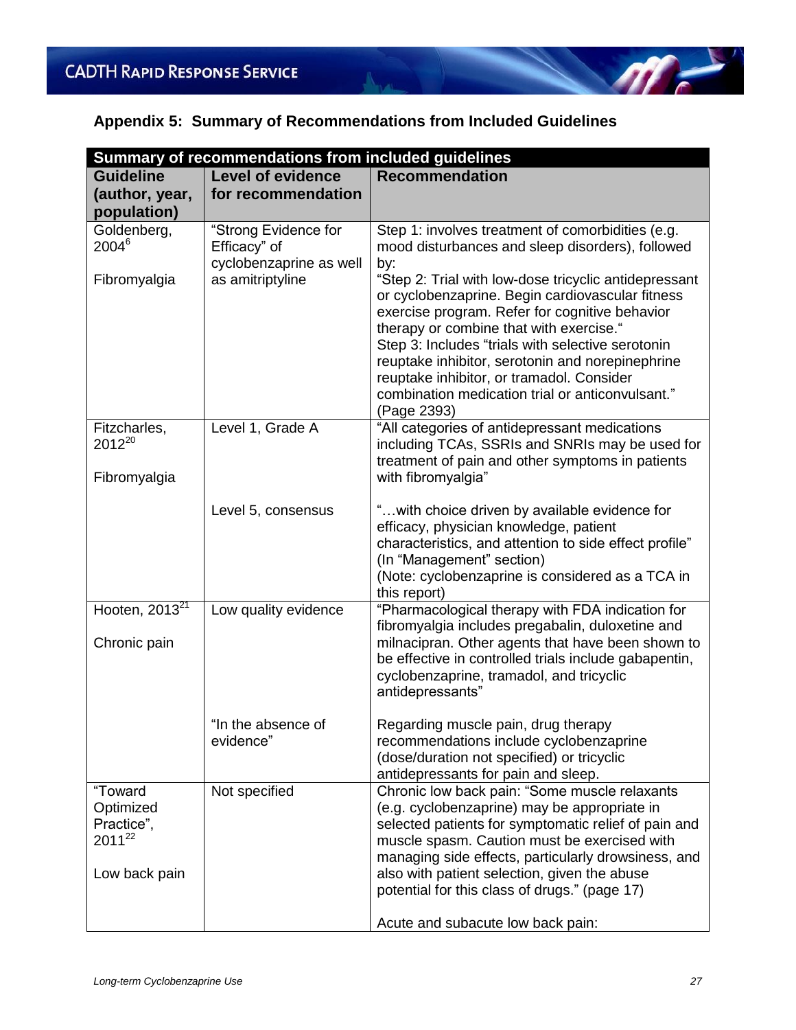## Appendix 5: Summary of Recommendations from Included Guidelines

| Summary of recommendations from included guidelines | | |
|---|---|---|
| **Guideline (author, year, population)** | **Level of evidence for recommendation** | **Recommendation** |
| Goldenberg, 2004[6]<br><br>Fibromyalgia | "Strong Evidence for Efficacy" of cyclobenzaprine as well as amitriptyline | Step 1: involves treatment of comorbidities (e.g. mood disturbances and sleep disorders), followed by:<br>"Step 2: Trial with low-dose tricyclic antidepressant or cyclobenzaprine. Begin cardiovascular fitness exercise program. Refer for cognitive behavior therapy or combine that with exercise."<br>Step 3: Includes "trials with selective serotonin reuptake inhibitor, serotonin and norepinephrine reuptake inhibitor, or tramadol. Consider combination medication trial or anticonvulsant." (Page 2393) |
| Fitzcharles, 2012[20]<br><br>Fibromyalgia | Level 1, Grade A | "All categories of antidepressant medications including TCAs, SSRIs and SNRIs may be used for treatment of pain and other symptoms in patients with fibromyalgia" |
| | Level 5, consensus | "…with choice driven by available evidence for efficacy, physician knowledge, patient characteristics, and attention to side effect profile" (In "Management" section)<br>(Note: cyclobenzaprine is considered as a TCA in this report) |
| Hooten, 2013[21]<br><br>Chronic pain | Low quality evidence | "Pharmacological therapy with FDA indication for fibromyalgia includes pregabalin, duloxetine and milnacipran. Other agents that have been shown to be effective in controlled trials include gabapentin, cyclobenzaprine, tramadol, and tricyclic antidepressants" |
| | "In the absence of evidence" | Regarding muscle pain, drug therapy recommendations include cyclobenzaprine (dose/duration not specified) or tricyclic antidepressants for pain and sleep. |
| "Toward Optimized Practice", 2011[22]<br><br>Low back pain | Not specified | Chronic low back pain: "Some muscle relaxants (e.g. cyclobenzaprine) may be appropriate in selected patients for symptomatic relief of pain and muscle spasm. Caution must be exercised with managing side effects, particularly drowsiness, and also with patient selection, given the abuse potential for this class of drugs." (page 17)<br><br>Acute and subacute low back pain: |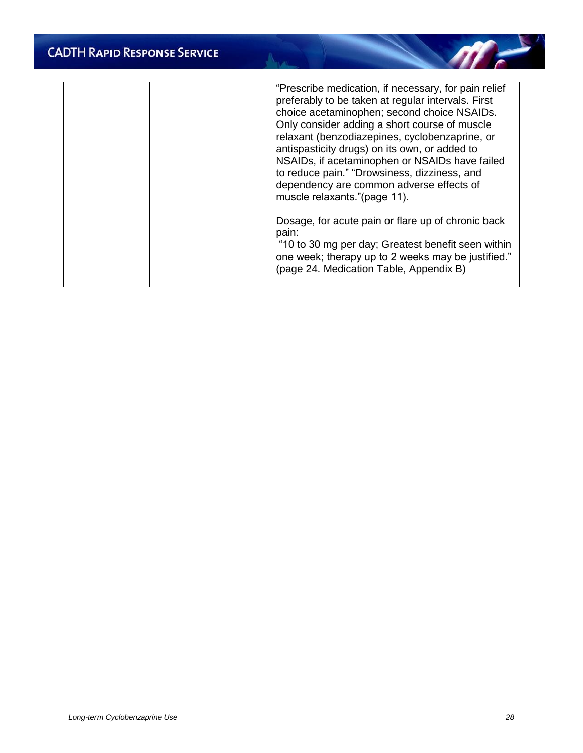| | | |
|---|---|---|
| | | "Prescribe medication, if necessary, for pain relief preferably to be taken at regular intervals. First choice acetaminophen; second choice NSAIDs. Only consider adding a short course of muscle relaxant (benzodiazepines, cyclobenzaprine, or antispasticity drugs) on its own, or added to NSAIDs, if acetaminophen or NSAIDs have failed to reduce pain." "Drowsiness, dizziness, and dependency are common adverse effects of muscle relaxants."(page 11).<br><br>Dosage, for acute pain or flare up of chronic back pain:<br>"10 to 30 mg per day; Greatest benefit seen within one week; therapy up to 2 weeks may be justified." (page 24. Medication Table, Appendix B) |